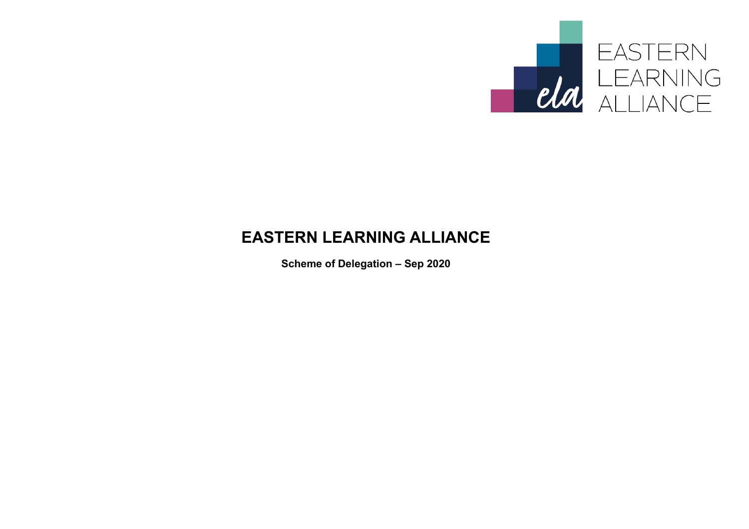# EASTERN LEARNING ALLIANCE

**Scheme of Delegation – Sep 2020**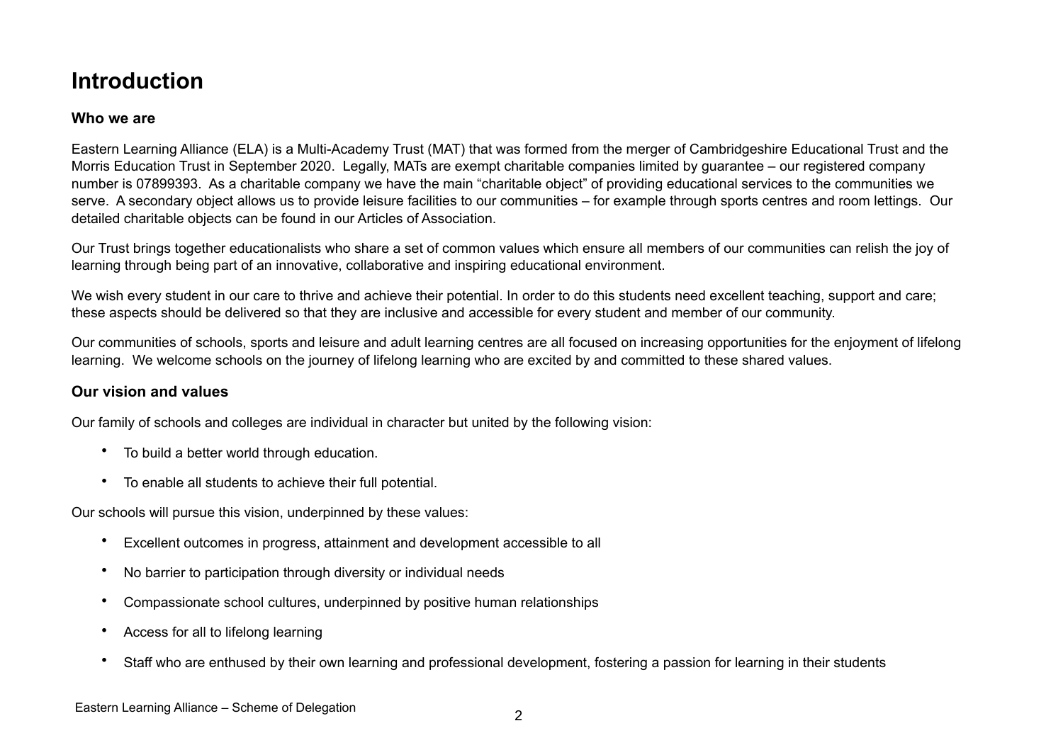# Introduction

### Who we are

Eastern Learning Alliance (ELA) is a Multi-Academy Trust (MAT) that was formed from the merger of Cambridgeshire Educational Trust and the Morris Education Trust in September 2020. Legally, MATs are exempt charitable companies limited by guarantee – our registered company number is 07899393. As a charitable company we have the main "charitable object" of providing educational services to the communities we serve. A secondary object allows us to provide leisure facilities to our communities – for example through sports centres and room lettings. Our detailed charitable objects can be found in our Articles of Association.

Our Trust brings together educationalists who share a set of common values which ensure all members of our communities can relish the joy of learning through being part of an innovative, collaborative and inspiring educational environment.

We wish every student in our care to thrive and achieve their potential. In order to do this students need excellent teaching, support and care; these aspects should be delivered so that they are inclusive and accessible for every student and member of our community.

Our communities of schools, sports and leisure and adult learning centres are all focused on increasing opportunities for the enjoyment of lifelong learning. We welcome schools on the journey of lifelong learning who are excited by and committed to these shared values.

## Our vision and values

Our family of schools and colleges are individual in character but united by the following vision:

- To build a better world through education.
- To enable all students to achieve their full potential.

Our schools will pursue this vision, underpinned by these values:

- Excellent outcomes in progress, attainment and development accessible to all
- No barrier to participation through diversity or individual needs
- Compassionate school cultures, underpinned by positive human relationships
- Access for all to lifelong learning
- Staff who are enthused by their own learning and professional development, fostering a passion for learning in their students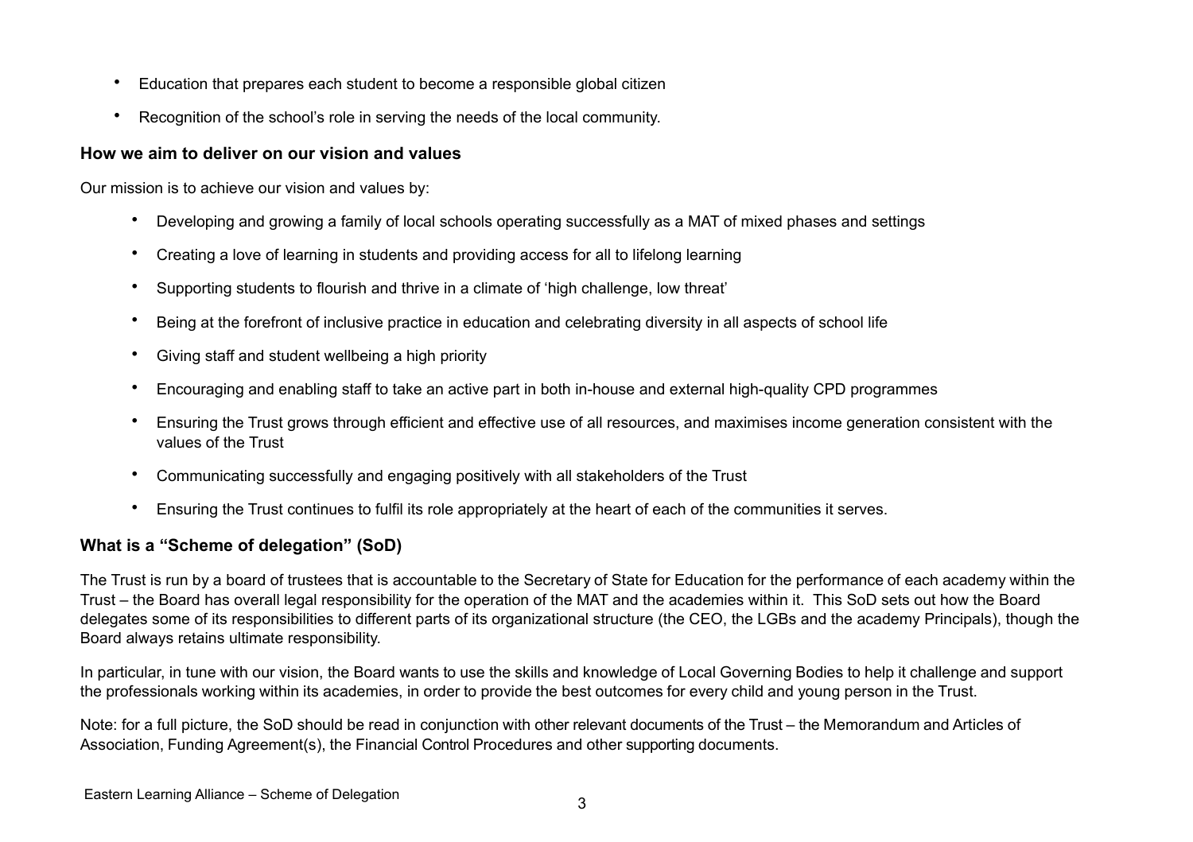- Education that prepares each student to become a responsible global citizen
- Recognition of the school's role in serving the needs of the local community.

### How we aim to deliver on our vision and values

Our mission is to achieve our vision and values by:

- Developing and growing a family of local schools operating successfully as a MAT of mixed phases and settings
- Creating a love of learning in students and providing access for all to lifelong learning
- Supporting students to flourish and thrive in a climate of 'high challenge, low threat'
- Being at the forefront of inclusive practice in education and celebrating diversity in all aspects of school life
- Giving staff and student wellbeing a high priority
- Encouraging and enabling staff to take an active part in both in-house and external high-quality CPD programmes
- Ensuring the Trust grows through efficient and effective use of all resources, and maximises income generation consistent with the values of the Trust
- Communicating successfully and engaging positively with all stakeholders of the Trust
- Ensuring the Trust continues to fulfil its role appropriately at the heart of each of the communities it serves.

## What is a "Scheme of delegation" (SoD)

The Trust is run by a board of trustees that is accountable to the Secretary of State for Education for the performance of each academy within the Trust – the Board has overall legal responsibility for the operation of the MAT and the academies within it. This SoD sets out how the Board delegates some of its responsibilities to different parts of its organizational structure (the CEO, the LGBs and the academy Principals), though the Board always retains ultimate responsibility.

In particular, in tune with our vision, the Board wants to use the skills and knowledge of Local Governing Bodies to help it challenge and support the professionals working within its academies, in order to provide the best outcomes for every child and young person in the Trust.

Note: for a full picture, the SoD should be read in conjunction with other relevant documents of the Trust – the Memorandum and Articles of Association, Funding Agreement(s), the Financial Control Procedures and other supporting documents.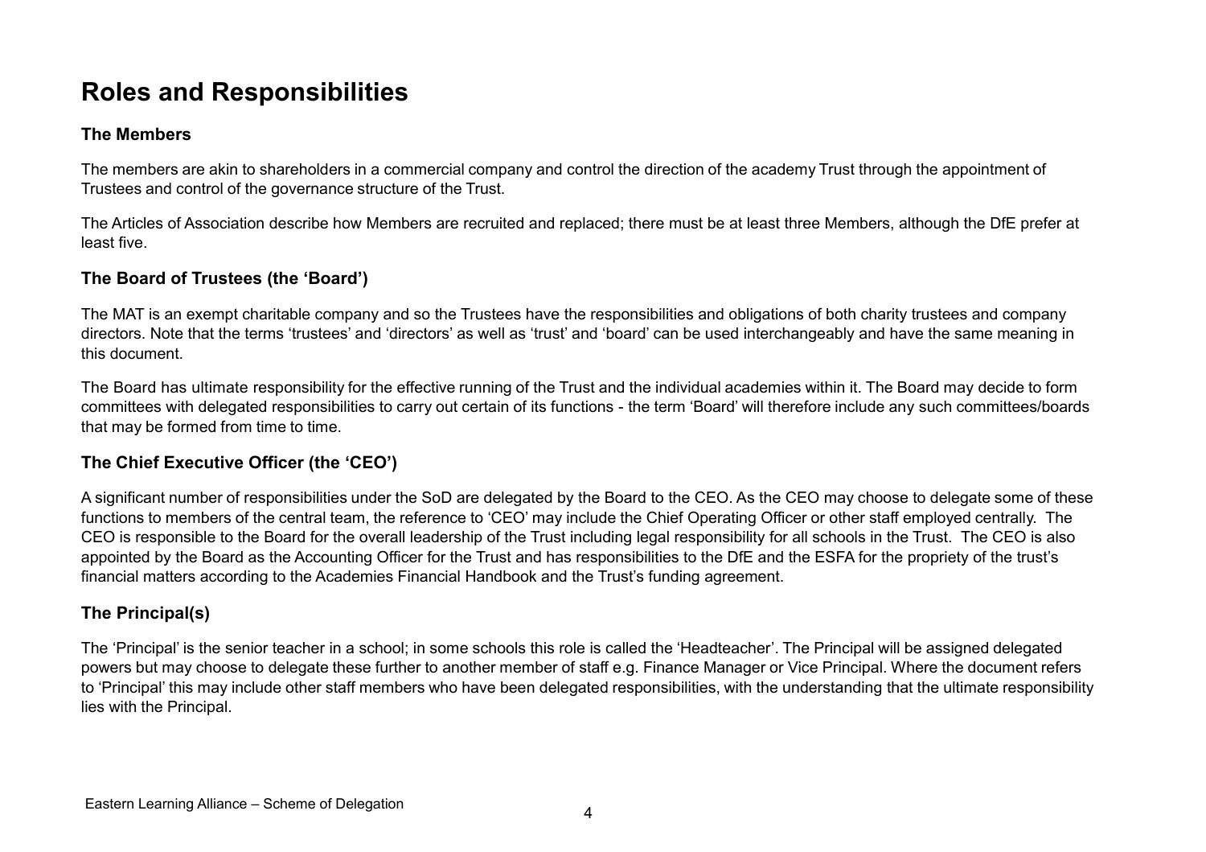# Roles and Responsibilities

### The Members

The members are akin to shareholders in a commercial company and control the direction of the academy Trust through the appointment of Trustees and control of the governance structure of the Trust.

The Articles of Association describe how Members are recruited and replaced; there must be at least three Members, although the DfE prefer at least five.

### The Board of Trustees (the 'Board')

The MAT is an exempt charitable company and so the Trustees have the responsibilities and obligations of both charity trustees and company directors. Note that the terms 'trustees' and 'directors' as well as 'trust' and 'board' can be used interchangeably and have the same meaning in this document.

The Board has ultimate responsibility for the effective running of the Trust and the individual academies within it. The Board may decide to form committees with delegated responsibilities to carry out certain of its functions - the term 'Board' will therefore include any such committees/boards that may be formed from time to time.

### The Chief Executive Officer (the 'CEO')

A significant number of responsibilities under the SoD are delegated by the Board to the CEO. As the CEO may choose to delegate some of these functions to members of the central team, the reference to 'CEO' may include the Chief Operating Officer or other staff employed centrally. The CEO is responsible to the Board for the overall leadership of the Trust including legal responsibility for all schools in the Trust. The CEO is also appointed by the Board as the Accounting Officer for the Trust and has responsibilities to the DfE and the ESFA for the propriety of the trust's financial matters according to the Academies Financial Handbook and the Trust's funding agreement.

### The Principal(s)

The 'Principal' is the senior teacher in a school; in some schools this role is called the 'Headteacher'. The Principal will be assigned delegated powers but may choose to delegate these further to another member of staff e.g. Finance Manager or Vice Principal. Where the document refers to 'Principal' this may include other staff members who have been delegated responsibilities, with the understanding that the ultimate responsibility lies with the Principal.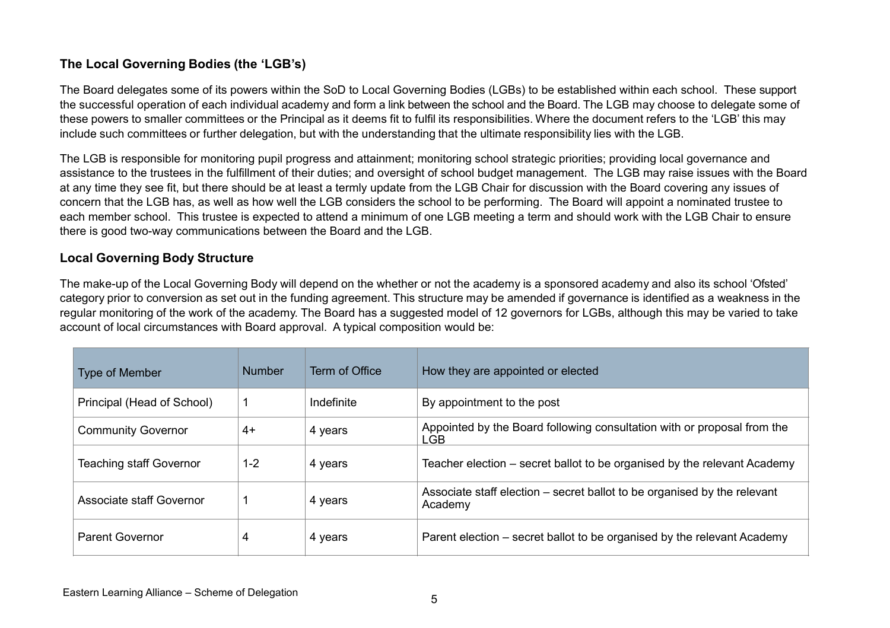## The Local Governing Bodies (the 'LGB's)

The Board delegates some of its powers within the SoD to Local Governing Bodies (LGBs) to be established within each school. These support the successful operation of each individual academy and form a link between the school and the Board. The LGB may choose to delegate some of these powers to smaller committees or the Principal as it deems fit to fulfil its responsibilities. Where the document refers to the 'LGB' this may include such committees or further delegation, but with the understanding that the ultimate responsibility lies with the LGB.

The LGB is responsible for monitoring pupil progress and attainment; monitoring school strategic priorities; providing local governance and assistance to the trustees in the fulfillment of their duties; and oversight of school budget management. The LGB may raise issues with the Board at any time they see fit, but there should be at least a termly update from the LGB Chair for discussion with the Board covering any issues of concern that the LGB has, as well as how well the LGB considers the school to be performing. The Board will appoint a nominated trustee to each member school. This trustee is expected to attend a minimum of one LGB meeting a term and should work with the LGB Chair to ensure there is good two-way communications between the Board and the LGB.

## Local Governing Body Structure

The make-up of the Local Governing Body will depend on the whether or not the academy is a sponsored academy and also its school 'Ofsted' category prior to conversion as set out in the funding agreement. This structure may be amended if governance is identified as a weakness in the regular monitoring of the work of the academy. The Board has a suggested model of 12 governors for LGBs, although this may be varied to take account of local circumstances with Board approval. A typical composition would be:

| Type of Member | Number | Term of Office | How they are appointed or elected |
|---|---|---|---|
| Principal (Head of School) | 1 | Indefinite | By appointment to the post |
| Community Governor | 4+ | 4 years | Appointed by the Board following consultation with or proposal from the LGB |
| Teaching staff Governor | 1-2 | 4 years | Teacher election – secret ballot to be organised by the relevant Academy |
| Associate staff Governor | 1 | 4 years | Associate staff election – secret ballot to be organised by the relevant Academy |
| Parent Governor | 4 | 4 years | Parent election – secret ballot to be organised by the relevant Academy |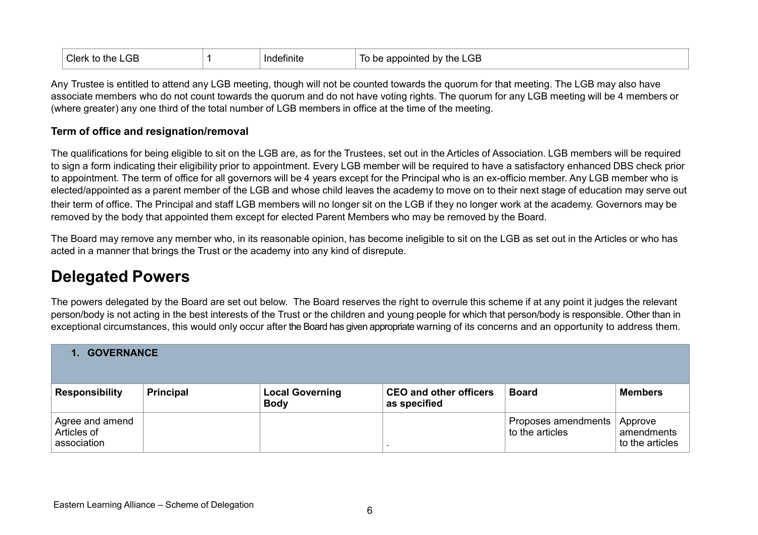| Clerk to the LGB | 1 | Indefinite | To be appointed by the LGB |
|---|---|---|---|

Any Trustee is entitled to attend any LGB meeting, though will not be counted towards the quorum for that meeting. The LGB may also have associate members who do not count towards the quorum and do not have voting rights. The quorum for any LGB meeting will be 4 members or (where greater) any one third of the total number of LGB members in office at the time of the meeting.

### Term of office and resignation/removal

The qualifications for being eligible to sit on the LGB are, as for the Trustees, set out in the Articles of Association. LGB members will be required to sign a form indicating their eligibility prior to appointment. Every LGB member will be required to have a satisfactory enhanced DBS check prior to appointment. The term of office for all governors will be 4 years except for the Principal who is an ex-officio member. Any LGB member who is elected/appointed as a parent member of the LGB and whose child leaves the academy to move on to their next stage of education may serve out their term of office. The Principal and staff LGB members will no longer sit on the LGB if they no longer work at the academy. Governors may be removed by the body that appointed them except for elected Parent Members who may be removed by the Board.

The Board may remove any member who, in its reasonable opinion, has become ineligible to sit on the LGB as set out in the Articles or who has acted in a manner that brings the Trust or the academy into any kind of disrepute.

# Delegated Powers

The powers delegated by the Board are set out below. The Board reserves the right to overrule this scheme if at any point it judges the relevant person/body is not acting in the best interests of the Trust or the children and young people for which that person/body is responsible. Other than in exceptional circumstances, this would only occur after the Board has given appropriate warning of its concerns and an opportunity to address them.

| 1. GOVERNANCE | | | | | |
|---|---|---|---|---|---|
| **Responsibility** | **Principal** | **Local Governing Body** | **CEO and other officers as specified** | **Board** | **Members** |
| Agree and amend Articles of association | | | . | Proposes amendments to the articles | Approve amendments to the articles |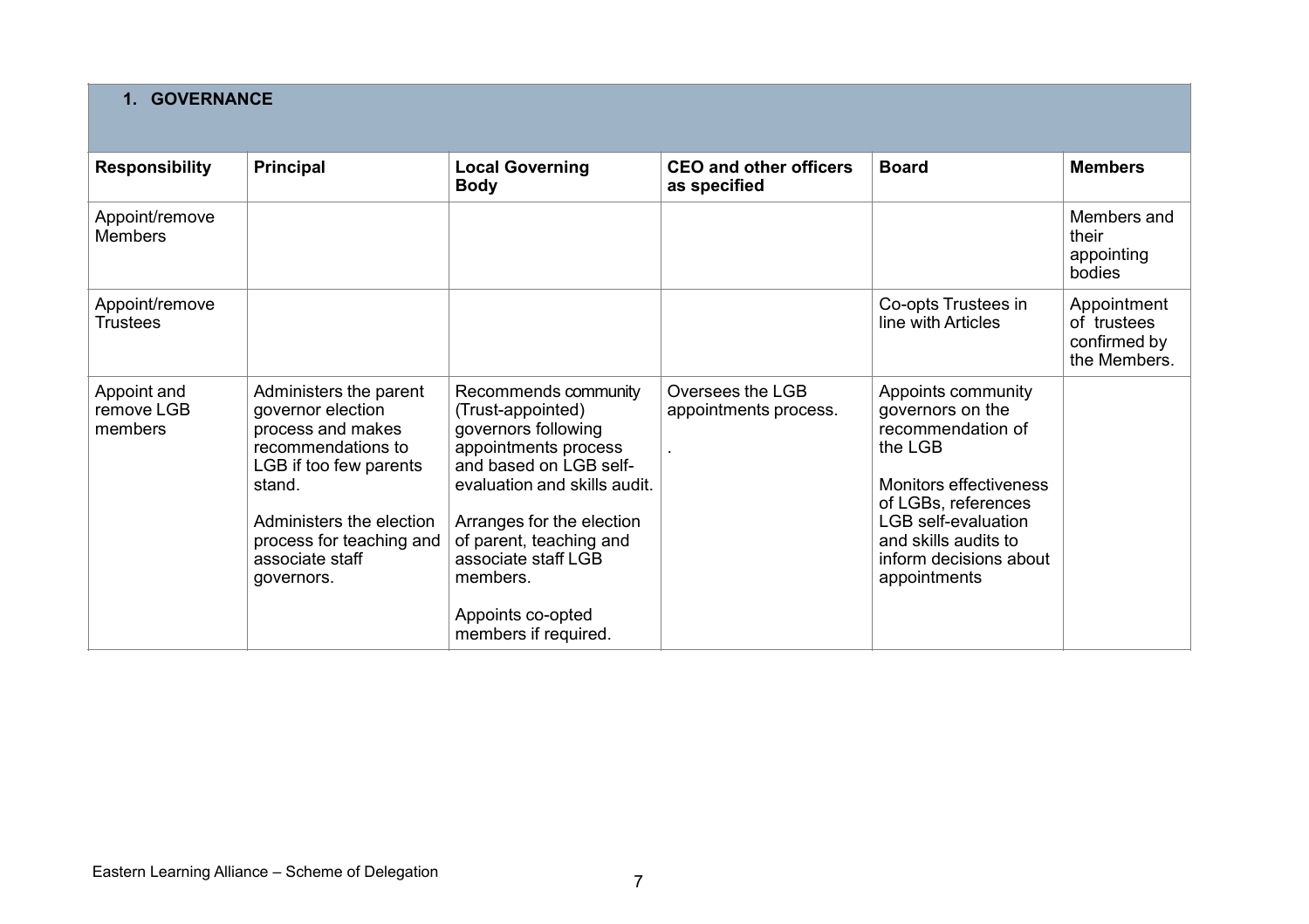## 1. GOVERNANCE

| Responsibility | Principal | Local Governing Body | CEO and other officers as specified | Board | Members |
|---|---|---|---|---|---|
| Appoint/remove Members | | | | | Members and their appointing bodies |
| Appoint/remove Trustees | | | | Co-opts Trustees in line with Articles | Appointment of trustees confirmed by the Members. |
| Appoint and remove LGB members | Administers the parent governor election process and makes recommendations to LGB if too few parents stand.<br><br>Administers the election process for teaching and associate staff governors. | Recommends community (Trust-appointed) governors following appointments process and based on LGB self-evaluation and skills audit.<br><br>Arranges for the election of parent, teaching and associate staff LGB members.<br><br>Appoints co-opted members if required. | Oversees the LGB appointments process.<br><br>. | Appoints community governors on the recommendation of the LGB<br><br>Monitors effectiveness of LGBs, references LGB self-evaluation and skills audits to inform decisions about appointments | |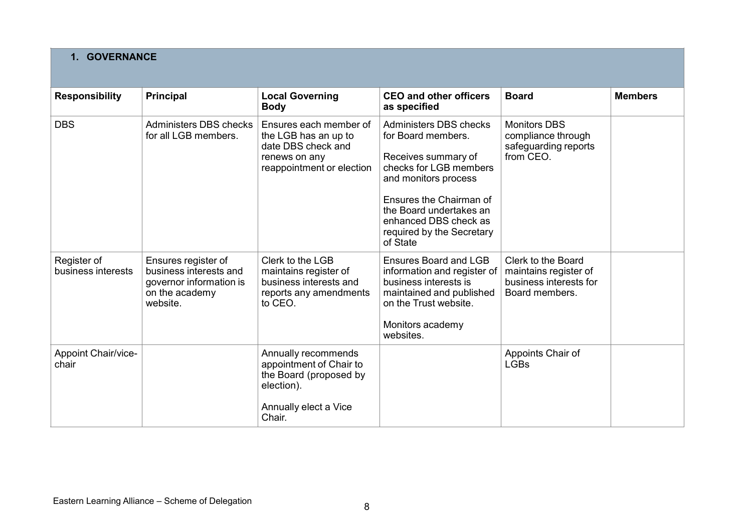## 1. GOVERNANCE

| Responsibility | Principal | Local Governing Body | CEO and other officers as specified | Board | Members |
|---|---|---|---|---|---|
| DBS | Administers DBS checks for all LGB members. | Ensures each member of the LGB has an up to date DBS check and renews on any reappointment or election | Administers DBS checks for Board members.<br><br>Receives summary of checks for LGB members and monitors process<br><br>Ensures the Chairman of the Board undertakes an enhanced DBS check as required by the Secretary of State | Monitors DBS compliance through safeguarding reports from CEO. | |
| Register of business interests | Ensures register of business interests and governor information is on the academy website. | Clerk to the LGB maintains register of business interests and reports any amendments to CEO. | Ensures Board and LGB information and register of business interests is maintained and published on the Trust website.<br><br>Monitors academy websites. | Clerk to the Board maintains register of business interests for Board members. | |
| Appoint Chair/vice-chair | | Annually recommends appointment of Chair to the Board (proposed by election).<br><br>Annually elect a Vice Chair. | | Appoints Chair of LGBs | |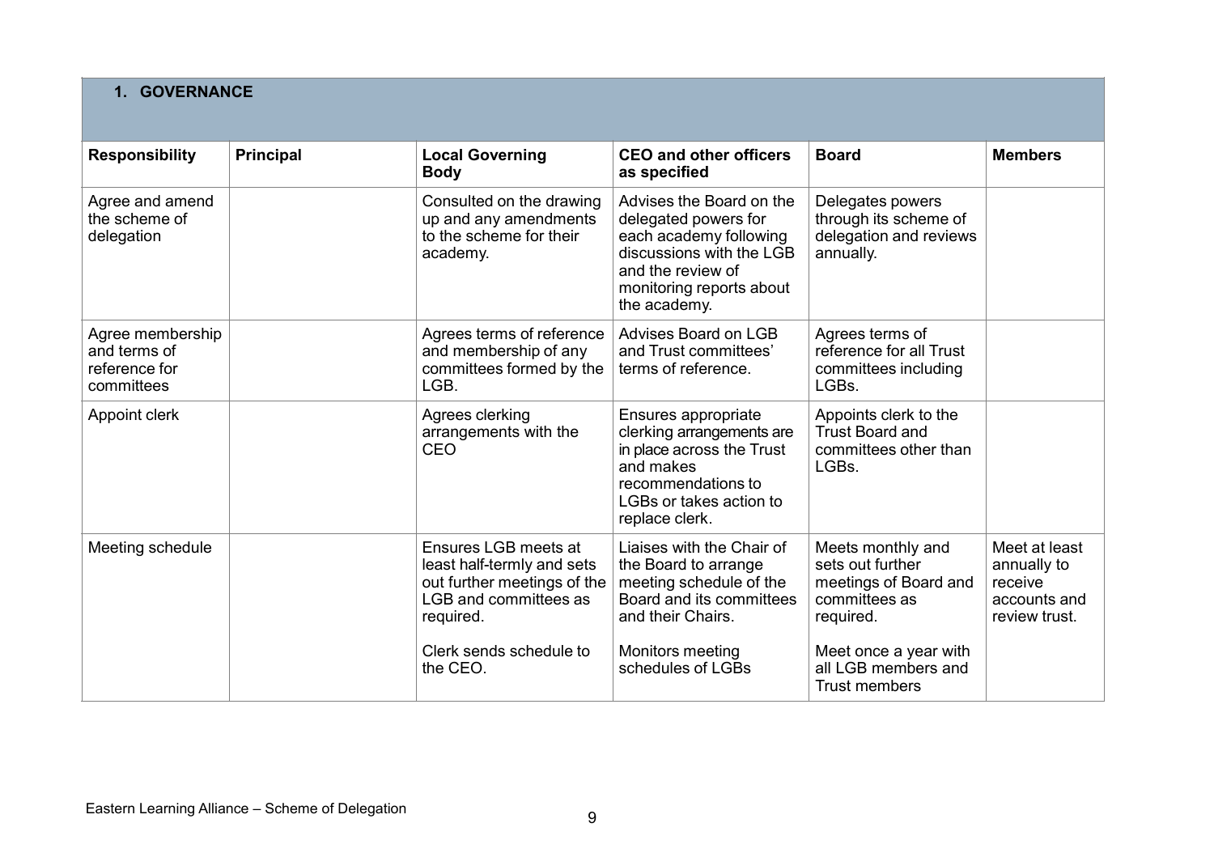## 1. GOVERNANCE

| Responsibility | Principal | Local Governing Body | CEO and other officers as specified | Board | Members |
|---|---|---|---|---|---|
| Agree and amend the scheme of delegation | | Consulted on the drawing up and any amendments to the scheme for their academy. | Advises the Board on the delegated powers for each academy following discussions with the LGB and the review of monitoring reports about the academy. | Delegates powers through its scheme of delegation and reviews annually. | |
| Agree membership and terms of reference for committees | | Agrees terms of reference and membership of any committees formed by the LGB. | Advises Board on LGB and Trust committees' terms of reference. | Agrees terms of reference for all Trust committees including LGBs. | |
| Appoint clerk | | Agrees clerking arrangements with the CEO | Ensures appropriate clerking arrangements are in place across the Trust and makes recommendations to LGBs or takes action to replace clerk. | Appoints clerk to the Trust Board and committees other than LGBs. | |
| Meeting schedule | | Ensures LGB meets at least half-termly and sets out further meetings of the LGB and committees as required.<br><br>Clerk sends schedule to the CEO. | Liaises with the Chair of the Board to arrange meeting schedule of the Board and its committees and their Chairs.<br><br>Monitors meeting schedules of LGBs | Meets monthly and sets out further meetings of Board and committees as required.<br><br>Meet once a year with all LGB members and Trust members | Meet at least annually to receive accounts and review trust. |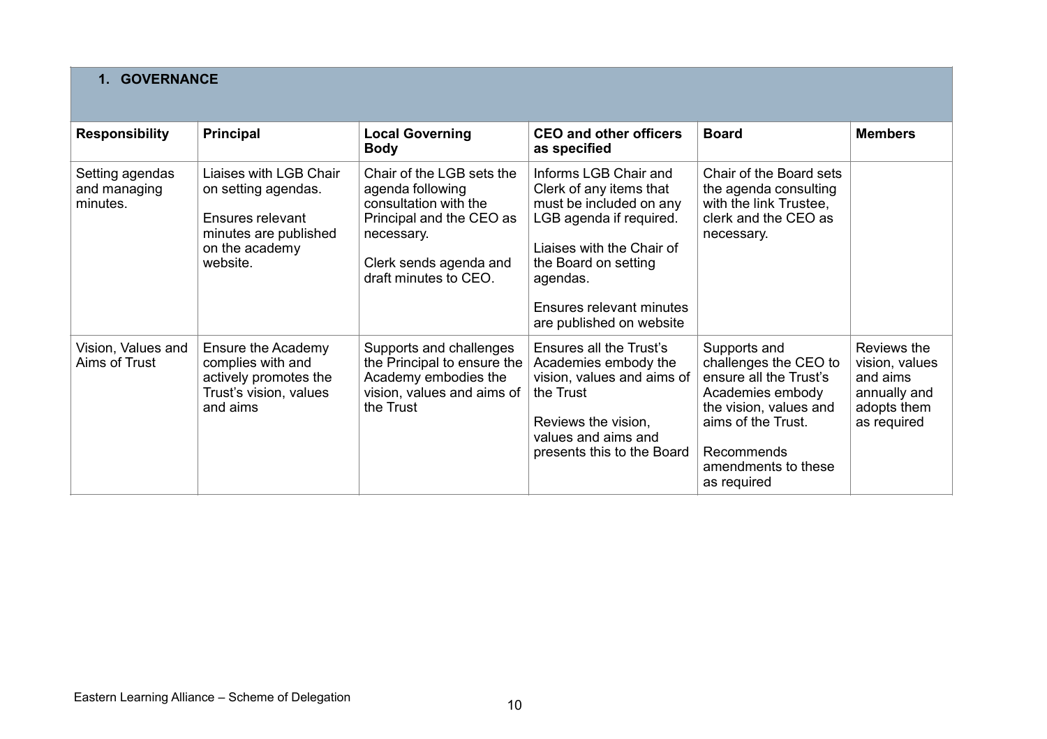## 1. GOVERNANCE

| Responsibility | Principal | Local Governing Body | CEO and other officers as specified | Board | Members |
|---|---|---|---|---|---|
| Setting agendas and managing minutes. | Liaises with LGB Chair on setting agendas.<br><br>Ensures relevant minutes are published on the academy website. | Chair of the LGB sets the agenda following consultation with the Principal and the CEO as necessary.<br><br>Clerk sends agenda and draft minutes to CEO. | Informs LGB Chair and Clerk of any items that must be included on any LGB agenda if required.<br><br>Liaises with the Chair of the Board on setting agendas.<br><br>Ensures relevant minutes are published on website | Chair of the Board sets the agenda consulting with the link Trustee, clerk and the CEO as necessary. | |
| Vision, Values and Aims of Trust | Ensure the Academy complies with and actively promotes the Trust's vision, values and aims | Supports and challenges the Principal to ensure the Academy embodies the vision, values and aims of the Trust | Ensures all the Trust's Academies embody the vision, values and aims of the Trust<br><br>Reviews the vision, values and aims and presents this to the Board | Supports and challenges the CEO to ensure all the Trust's Academies embody the vision, values and aims of the Trust.<br><br>Recommends amendments to these as required | Reviews the vision, values and aims annually and adopts them as required |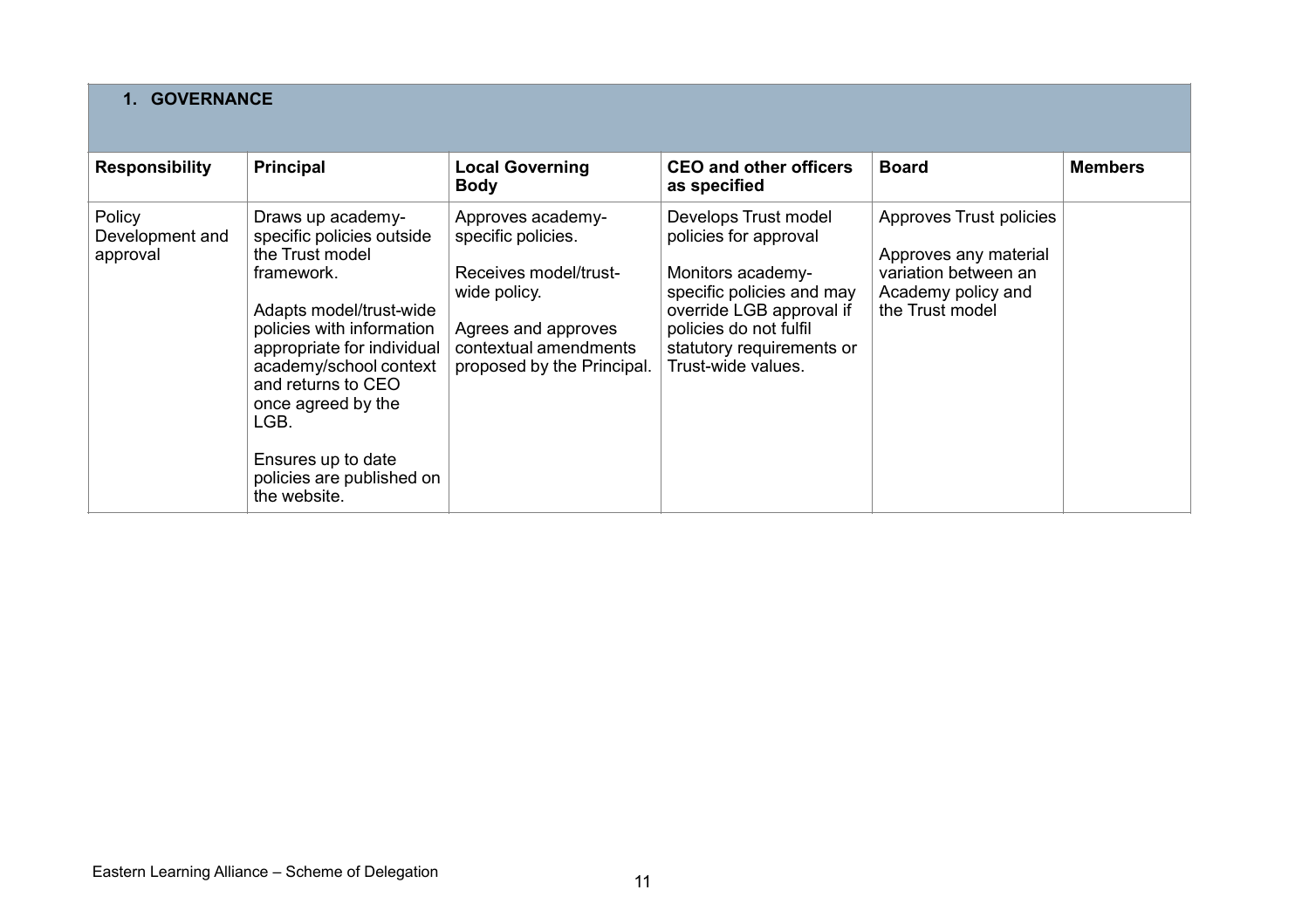## 1. GOVERNANCE

| Responsibility | Principal | Local Governing Body | CEO and other officers as specified | Board | Members |
|---|---|---|---|---|---|
| Policy Development and approval | Draws up academy-specific policies outside the Trust model framework.<br><br>Adapts model/trust-wide policies with information appropriate for individual academy/school context and returns to CEO once agreed by the LGB.<br><br>Ensures up to date policies are published on the website. | Approves academy-specific policies.<br><br>Receives model/trust-wide policy.<br><br>Agrees and approves contextual amendments proposed by the Principal. | Develops Trust model policies for approval<br><br>Monitors academy-specific policies and may override LGB approval if policies do not fulfil statutory requirements or Trust-wide values. | Approves Trust policies<br><br>Approves any material variation between an Academy policy and the Trust model | |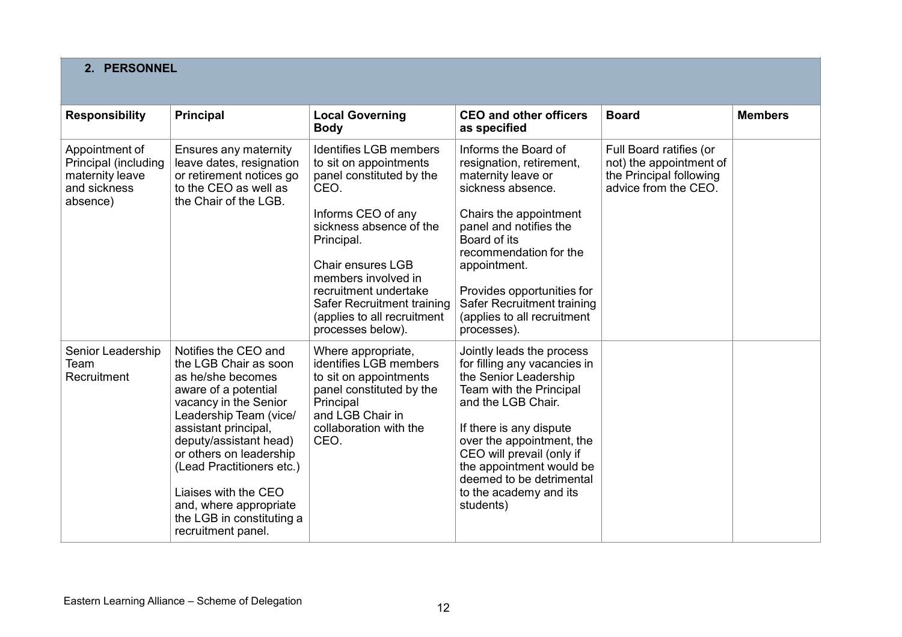## 2. PERSONNEL

| Responsibility | Principal | Local Governing Body | CEO and other officers as specified | Board | Members |
|---|---|---|---|---|---|
| Appointment of Principal (including maternity leave and sickness absence) | Ensures any maternity leave dates, resignation or retirement notices go to the CEO as well as the Chair of the LGB. | Identifies LGB members to sit on appointments panel constituted by the CEO.<br><br>Informs CEO of any sickness absence of the Principal.<br><br>Chair ensures LGB members involved in recruitment undertake Safer Recruitment training (applies to all recruitment processes below). | Informs the Board of resignation, retirement, maternity leave or sickness absence.<br><br>Chairs the appointment panel and notifies the Board of its recommendation for the appointment.<br><br>Provides opportunities for Safer Recruitment training (applies to all recruitment processes). | Full Board ratifies (or not) the appointment of the Principal following advice from the CEO. | |
| Senior Leadership Team Recruitment | Notifies the CEO and the LGB Chair as soon as he/she becomes aware of a potential vacancy in the Senior Leadership Team (vice/ assistant principal, deputy/assistant head) or others on leadership (Lead Practitioners etc.)<br><br>Liaises with the CEO and, where appropriate the LGB in constituting a recruitment panel. | Where appropriate, identifies LGB members to sit on appointments panel constituted by the Principal and LGB Chair in collaboration with the CEO. | Jointly leads the process for filling any vacancies in the Senior Leadership Team with the Principal and the LGB Chair.<br><br>If there is any dispute over the appointment, the CEO will prevail (only if the appointment would be deemed to be detrimental to the academy and its students) | | |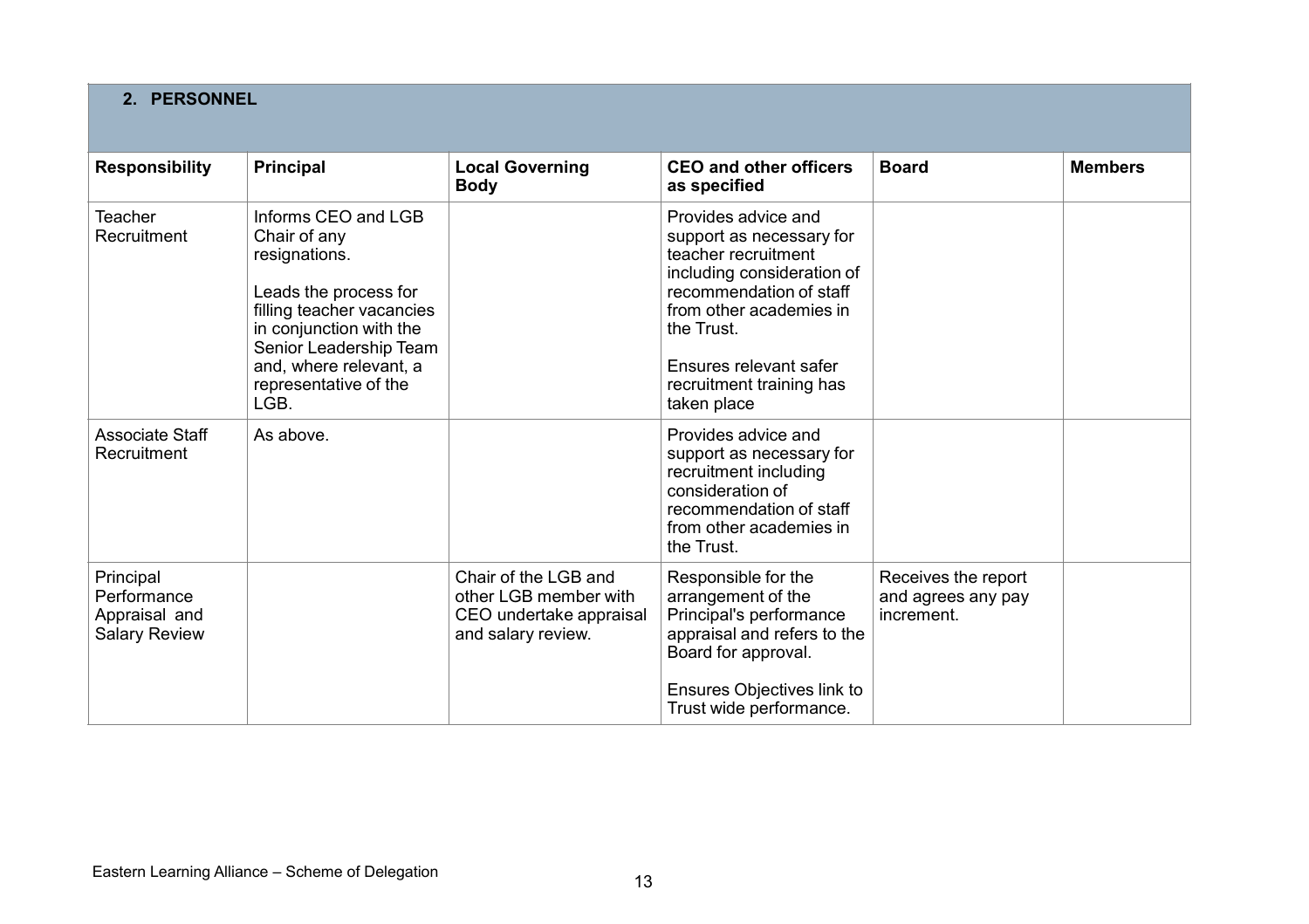## 2. PERSONNEL

| Responsibility | Principal | Local Governing Body | CEO and other officers as specified | Board | Members |
|---|---|---|---|---|---|
| Teacher Recruitment | Informs CEO and LGB Chair of any resignations.<br><br>Leads the process for filling teacher vacancies in conjunction with the Senior Leadership Team and, where relevant, a representative of the LGB. | | Provides advice and support as necessary for teacher recruitment including consideration of recommendation of staff from other academies in the Trust.<br><br>Ensures relevant safer recruitment training has taken place | | |
| Associate Staff Recruitment | As above. | | Provides advice and support as necessary for recruitment including consideration of recommendation of staff from other academies in the Trust. | | |
| Principal Performance Appraisal and Salary Review | | Chair of the LGB and other LGB member with CEO undertake appraisal and salary review. | Responsible for the arrangement of the Principal's performance appraisal and refers to the Board for approval.<br><br>Ensures Objectives link to Trust wide performance. | Receives the report and agrees any pay increment. | |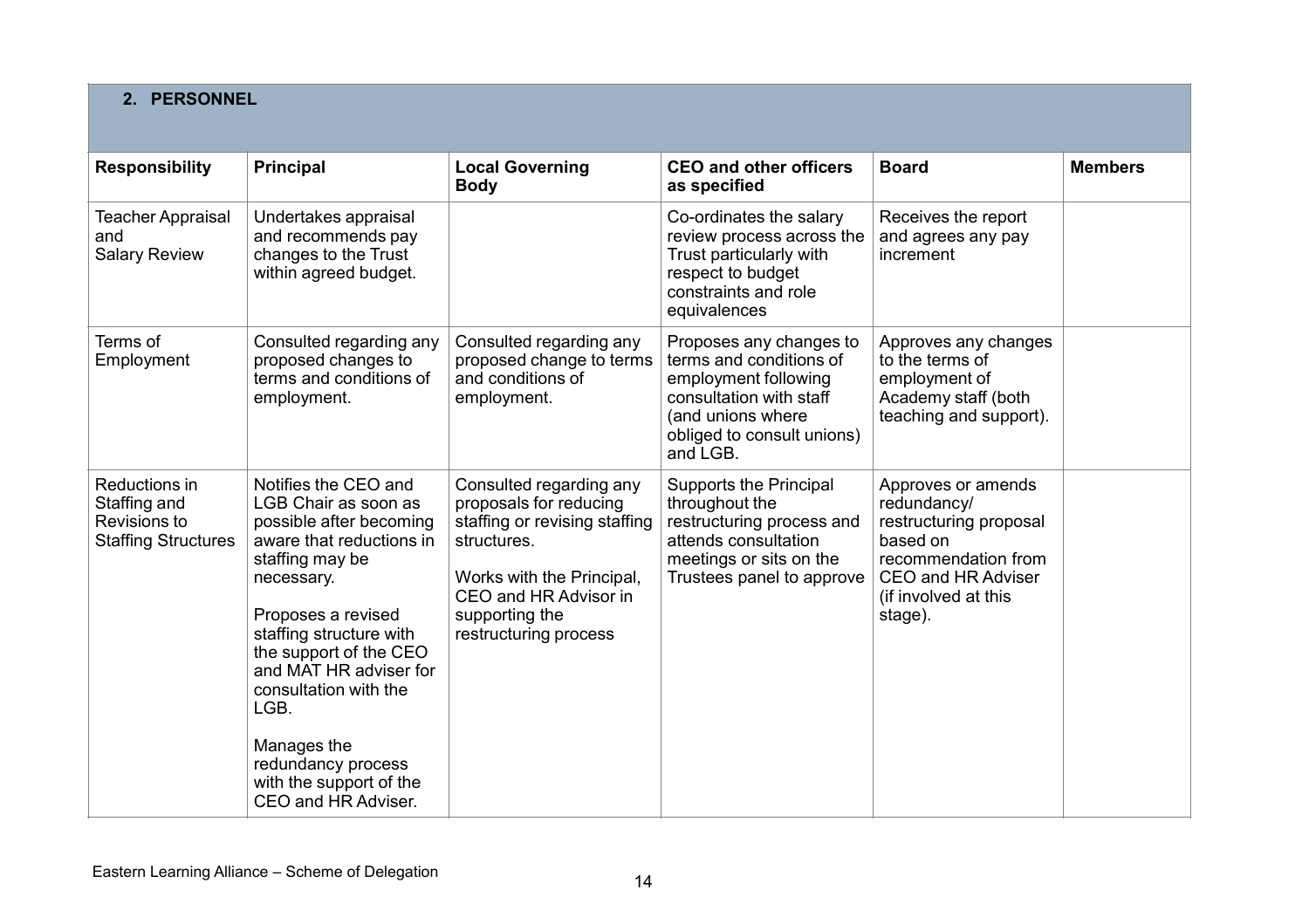## 2. PERSONNEL

| Responsibility | Principal | Local Governing Body | CEO and other officers as specified | Board | Members |
|---|---|---|---|---|---|
| Teacher Appraisal and Salary Review | Undertakes appraisal and recommends pay changes to the Trust within agreed budget. | | Co-ordinates the salary review process across the Trust particularly with respect to budget constraints and role equivalences | Receives the report and agrees any pay increment | |
| Terms of Employment | Consulted regarding any proposed changes to terms and conditions of employment. | Consulted regarding any proposed change to terms and conditions of employment. | Proposes any changes to terms and conditions of employment following consultation with staff (and unions where obliged to consult unions) and LGB. | Approves any changes to the terms of employment of Academy staff (both teaching and support). | |
| Reductions in Staffing and Revisions to Staffing Structures | Notifies the CEO and LGB Chair as soon as possible after becoming aware that reductions in staffing may be necessary.<br><br>Proposes a revised staffing structure with the support of the CEO and MAT HR adviser for consultation with the LGB.<br><br>Manages the redundancy process with the support of the CEO and HR Adviser. | Consulted regarding any proposals for reducing staffing or revising staffing structures.<br><br>Works with the Principal, CEO and HR Advisor in supporting the restructuring process | Supports the Principal throughout the restructuring process and attends consultation meetings or sits on the Trustees panel to approve | Approves or amends redundancy/ restructuring proposal based on recommendation from CEO and HR Adviser (if involved at this stage). | |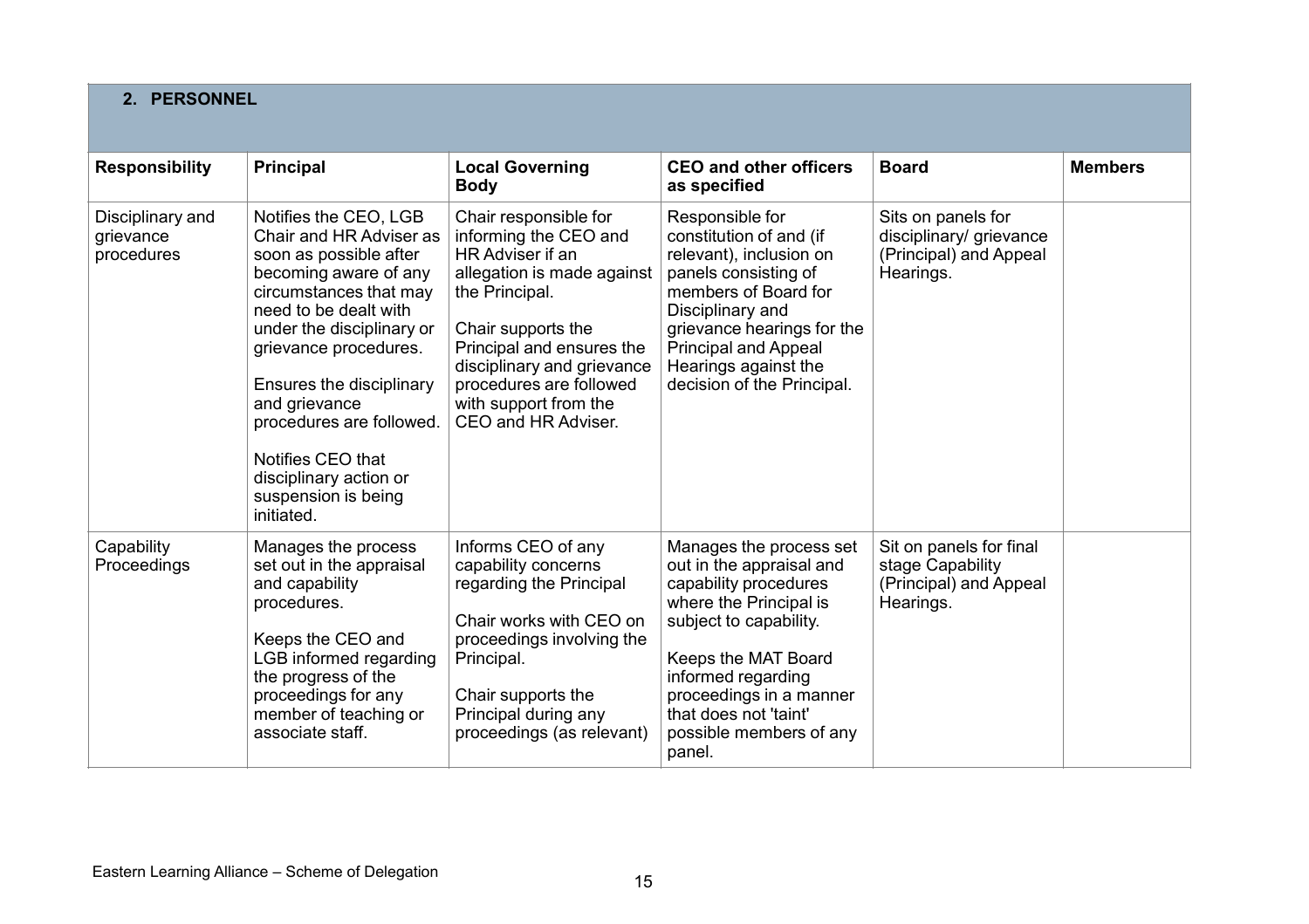## 2. PERSONNEL

| Responsibility | Principal | Local Governing Body | CEO and other officers as specified | Board | Members |
|---|---|---|---|---|---|
| Disciplinary and grievance procedures | Notifies the CEO, LGB Chair and HR Adviser as soon as possible after becoming aware of any circumstances that may need to be dealt with under the disciplinary or grievance procedures.<br><br>Ensures the disciplinary and grievance procedures are followed.<br><br>Notifies CEO that disciplinary action or suspension is being initiated. | Chair responsible for informing the CEO and HR Adviser if an allegation is made against the Principal.<br><br>Chair supports the Principal and ensures the disciplinary and grievance procedures are followed with support from the CEO and HR Adviser. | Responsible for constitution of and (if relevant), inclusion on panels consisting of members of Board for Disciplinary and grievance hearings for the Principal and Appeal Hearings against the decision of the Principal. | Sits on panels for disciplinary/ grievance (Principal) and Appeal Hearings. | |
| Capability Proceedings | Manages the process set out in the appraisal and capability procedures.<br><br>Keeps the CEO and LGB informed regarding the progress of the proceedings for any member of teaching or associate staff. | Informs CEO of any capability concerns regarding the Principal<br><br>Chair works with CEO on proceedings involving the Principal.<br><br>Chair supports the Principal during any proceedings (as relevant) | Manages the process set out in the appraisal and capability procedures where the Principal is subject to capability.<br><br>Keeps the MAT Board informed regarding proceedings in a manner that does not 'taint' possible members of any panel. | Sit on panels for final stage Capability (Principal) and Appeal Hearings. | |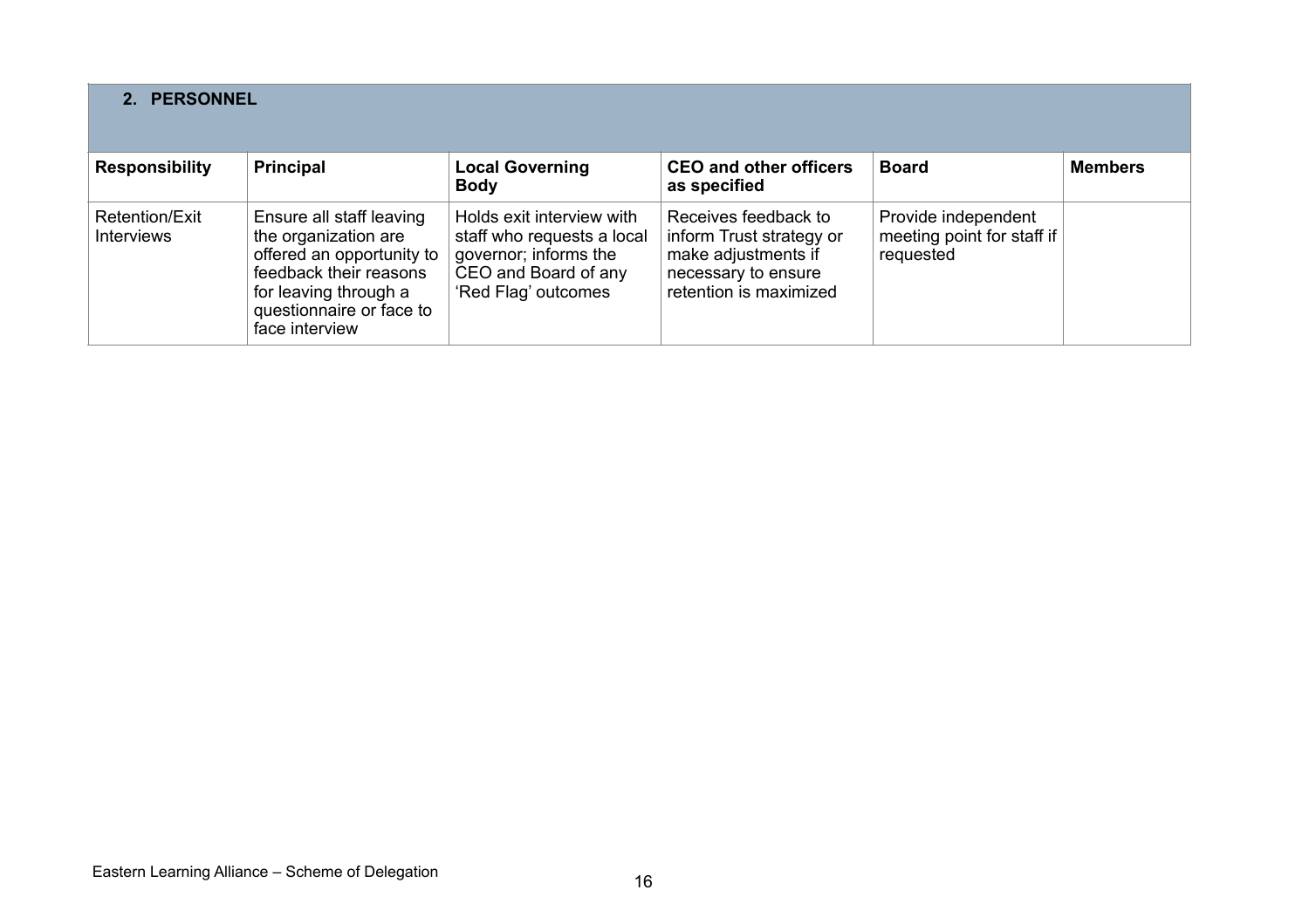## 2. PERSONNEL

| Responsibility | Principal | Local Governing Body | CEO and other officers as specified | Board | Members |
|---|---|---|---|---|---|
| Retention/Exit Interviews | Ensure all staff leaving the organization are offered an opportunity to feedback their reasons for leaving through a questionnaire or face to face interview | Holds exit interview with staff who requests a local governor; informs the CEO and Board of any 'Red Flag' outcomes | Receives feedback to inform Trust strategy or make adjustments if necessary to ensure retention is maximized | Provide independent meeting point for staff if requested | |

Eastern Learning Alliance – Scheme of Delegation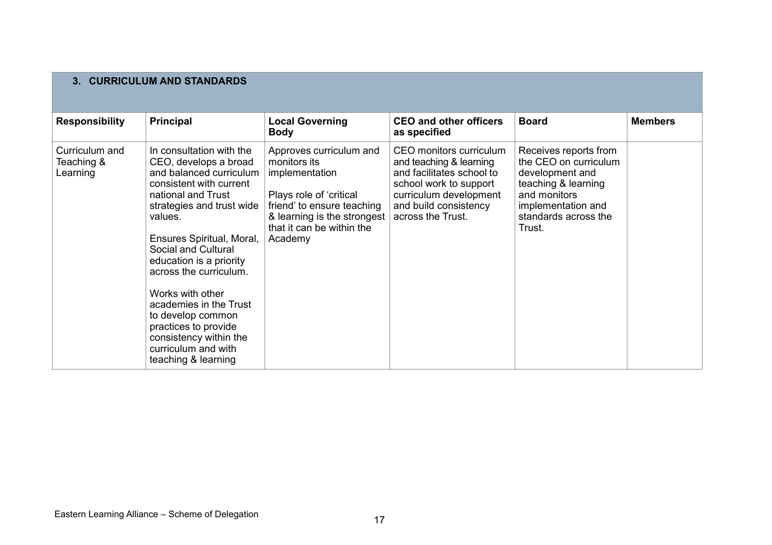## 3. CURRICULUM AND STANDARDS

| Responsibility | Principal | Local Governing Body | CEO and other officers as specified | Board | Members |
|---|---|---|---|---|---|
| Curriculum and Teaching & Learning | In consultation with the CEO, develops a broad and balanced curriculum consistent with current national and Trust strategies and trust wide values.<br><br>Ensures Spiritual, Moral, Social and Cultural education is a priority across the curriculum.<br><br>Works with other academies in the Trust to develop common practices to provide consistency within the curriculum and with teaching & learning | Approves curriculum and monitors its implementation<br><br>Plays role of 'critical friend' to ensure teaching & learning is the strongest that it can be within the Academy | CEO monitors curriculum and teaching & learning and facilitates school to school work to support curriculum development and build consistency across the Trust. | Receives reports from the CEO on curriculum development and teaching & learning and monitors implementation and standards across the Trust. | |

Eastern Learning Alliance – Scheme of Delegation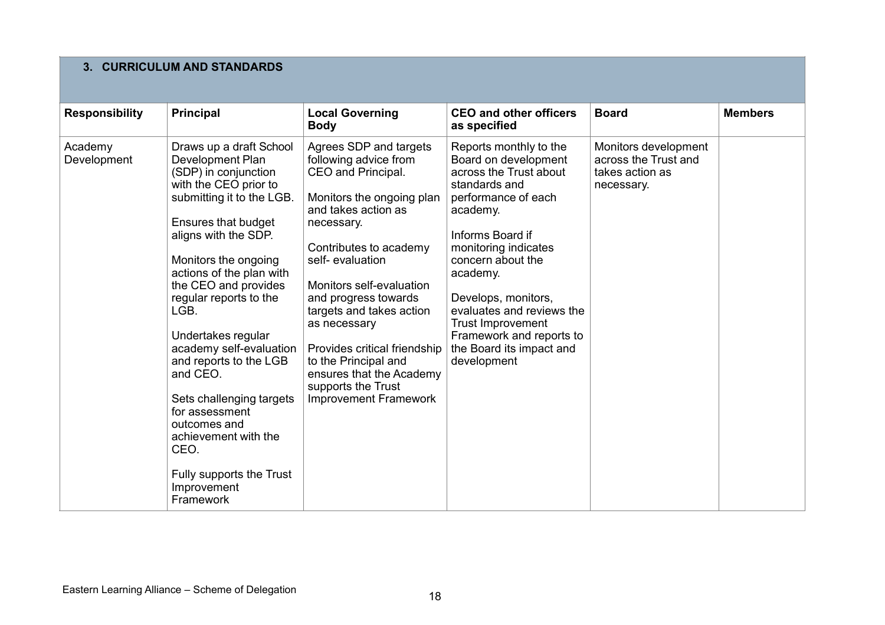## 3. CURRICULUM AND STANDARDS

| Responsibility | Principal | Local Governing Body | CEO and other officers as specified | Board | Members |
|---|---|---|---|---|---|
| Academy Development | Draws up a draft School Development Plan (SDP) in conjunction with the CEO prior to submitting it to the LGB.<br><br>Ensures that budget aligns with the SDP.<br><br>Monitors the ongoing actions of the plan with the CEO and provides regular reports to the LGB.<br><br>Undertakes regular academy self-evaluation and reports to the LGB and CEO.<br><br>Sets challenging targets for assessment outcomes and achievement with the CEO.<br><br>Fully supports the Trust Improvement Framework | Agrees SDP and targets following advice from CEO and Principal.<br><br>Monitors the ongoing plan and takes action as necessary.<br><br>Contributes to academy self- evaluation<br><br>Monitors self-evaluation and progress towards targets and takes action as necessary<br><br>Provides critical friendship to the Principal and ensures that the Academy supports the Trust Improvement Framework | Reports monthly to the Board on development across the Trust about standards and performance of each academy.<br><br>Informs Board if monitoring indicates concern about the academy.<br><br>Develops, monitors, evaluates and reviews the Trust Improvement Framework and reports to the Board its impact and development | Monitors development across the Trust and takes action as necessary. | |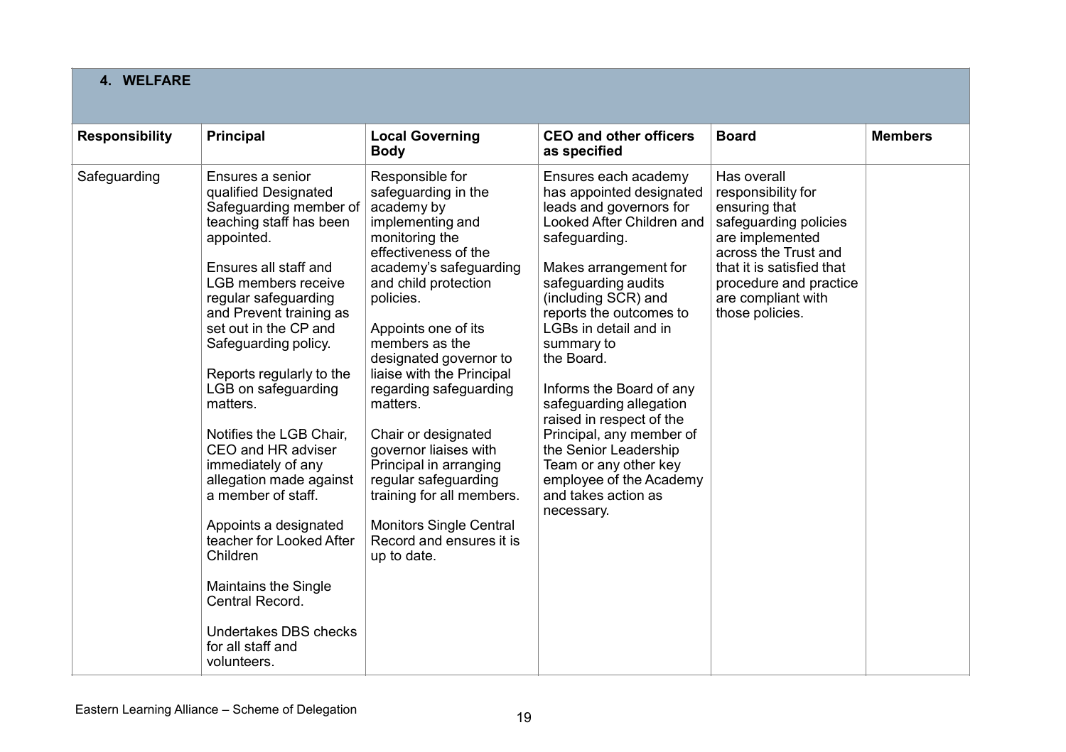## 4. WELFARE

| Responsibility | Principal | Local Governing Body | CEO and other officers as specified | Board | Members |
|---|---|---|---|---|---|
| Safeguarding | Ensures a senior qualified Designated Safeguarding member of teaching staff has been appointed.<br><br>Ensures all staff and LGB members receive regular safeguarding and Prevent training as set out in the CP and Safeguarding policy.<br><br>Reports regularly to the LGB on safeguarding matters.<br><br>Notifies the LGB Chair, CEO and HR adviser immediately of any allegation made against a member of staff.<br><br>Appoints a designated teacher for Looked After Children<br><br>Maintains the Single Central Record.<br><br>Undertakes DBS checks for all staff and volunteers. | Responsible for safeguarding in the academy by implementing and monitoring the effectiveness of the academy's safeguarding and child protection policies.<br><br>Appoints one of its members as the designated governor to liaise with the Principal regarding safeguarding matters.<br><br>Chair or designated governor liaises with Principal in arranging regular safeguarding training for all members.<br><br>Monitors Single Central Record and ensures it is up to date. | Ensures each academy has appointed designated leads and governors for Looked After Children and safeguarding.<br><br>Makes arrangement for safeguarding audits (including SCR) and reports the outcomes to LGBs in detail and in summary to the Board.<br><br>Informs the Board of any safeguarding allegation raised in respect of the Principal, any member of the Senior Leadership Team or any other key employee of the Academy and takes action as necessary. | Has overall responsibility for ensuring that safeguarding policies are implemented across the Trust and that it is satisfied that procedure and practice are compliant with those policies. | |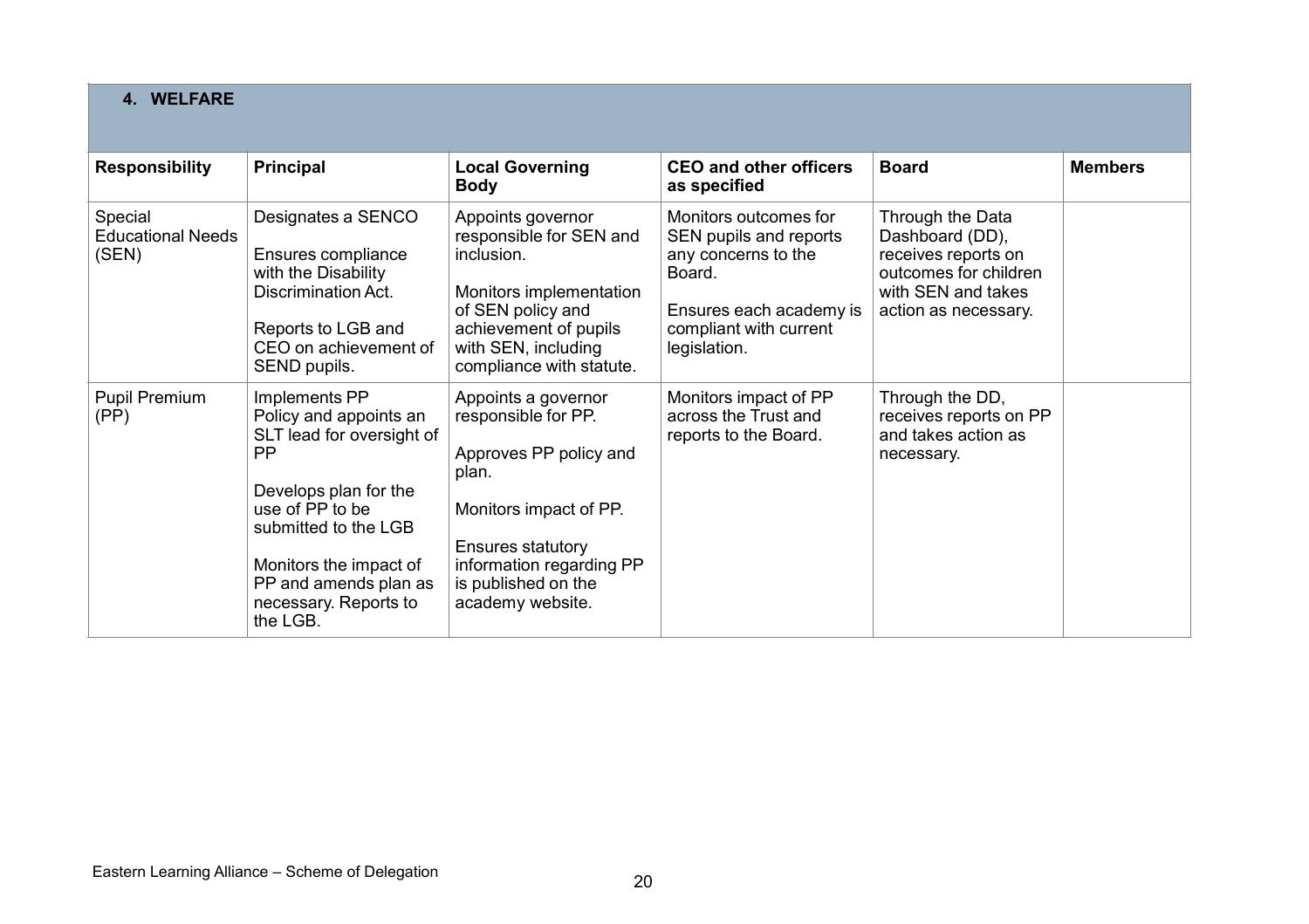## 4. WELFARE

| Responsibility | Principal | Local Governing Body | CEO and other officers as specified | Board | Members |
|---|---|---|---|---|---|
| Special Educational Needs (SEN) | Designates a SENCO<br><br>Ensures compliance with the Disability Discrimination Act.<br><br>Reports to LGB and CEO on achievement of SEND pupils. | Appoints governor responsible for SEN and inclusion.<br><br>Monitors implementation of SEN policy and achievement of pupils with SEN, including compliance with statute. | Monitors outcomes for SEN pupils and reports any concerns to the Board.<br><br>Ensures each academy is compliant with current legislation. | Through the Data Dashboard (DD), receives reports on outcomes for children with SEN and takes action as necessary. | |
| Pupil Premium (PP) | Implements PP Policy and appoints an SLT lead for oversight of PP<br><br>Develops plan for the use of PP to be submitted to the LGB<br><br>Monitors the impact of PP and amends plan as necessary. Reports to the LGB. | Appoints a governor responsible for PP.<br><br>Approves PP policy and plan.<br><br>Monitors impact of PP.<br><br>Ensures statutory information regarding PP is published on the academy website. | Monitors impact of PP across the Trust and reports to the Board. | Through the DD, receives reports on PP and takes action as necessary. | |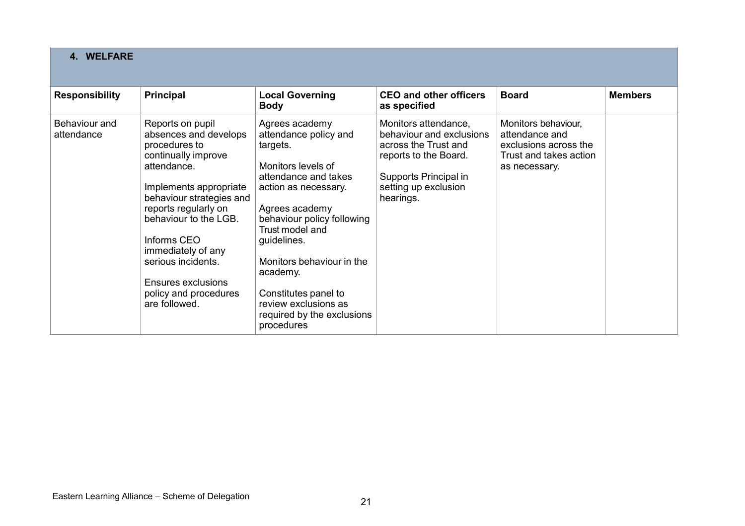## 4. WELFARE

| Responsibility | Principal | Local Governing Body | CEO and other officers as specified | Board | Members |
|---|---|---|---|---|---|
| Behaviour and attendance | Reports on pupil absences and develops procedures to continually improve attendance.<br><br>Implements appropriate behaviour strategies and reports regularly on behaviour to the LGB.<br><br>Informs CEO immediately of any serious incidents.<br><br>Ensures exclusions policy and procedures are followed. | Agrees academy attendance policy and targets.<br><br>Monitors levels of attendance and takes action as necessary.<br><br>Agrees academy behaviour policy following Trust model and guidelines.<br><br>Monitors behaviour in the academy.<br><br>Constitutes panel to review exclusions as required by the exclusions procedures | Monitors attendance, behaviour and exclusions across the Trust and reports to the Board.<br><br>Supports Principal in setting up exclusion hearings. | Monitors behaviour, attendance and exclusions across the Trust and takes action as necessary. | |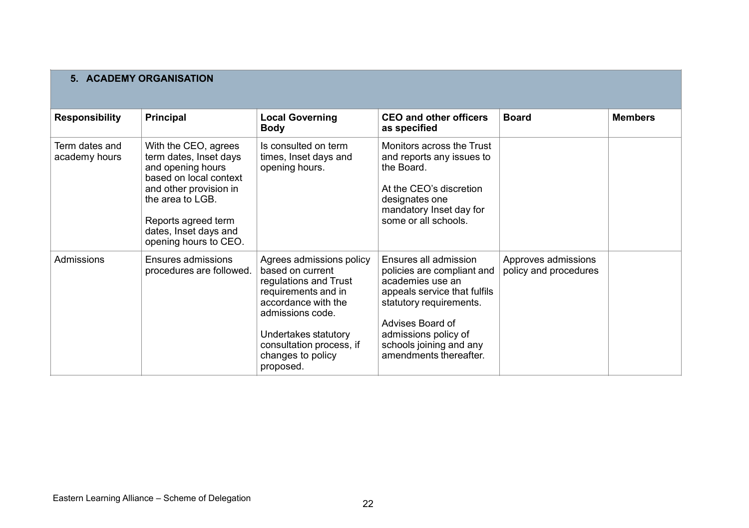## 5. ACADEMY ORGANISATION

| Responsibility | Principal | Local Governing Body | CEO and other officers as specified | Board | Members |
|---|---|---|---|---|---|
| Term dates and academy hours | With the CEO, agrees term dates, Inset days and opening hours based on local context and other provision in the area to LGB.<br><br>Reports agreed term dates, Inset days and opening hours to CEO. | Is consulted on term times, Inset days and opening hours. | Monitors across the Trust and reports any issues to the Board.<br><br>At the CEO's discretion designates one mandatory Inset day for some or all schools. | | |
| Admissions | Ensures admissions procedures are followed. | Agrees admissions policy based on current regulations and Trust requirements and in accordance with the admissions code.<br><br>Undertakes statutory consultation process, if changes to policy proposed. | Ensures all admission policies are compliant and academies use an appeals service that fulfils statutory requirements.<br><br>Advises Board of admissions policy of schools joining and any amendments thereafter. | Approves admissions policy and procedures | |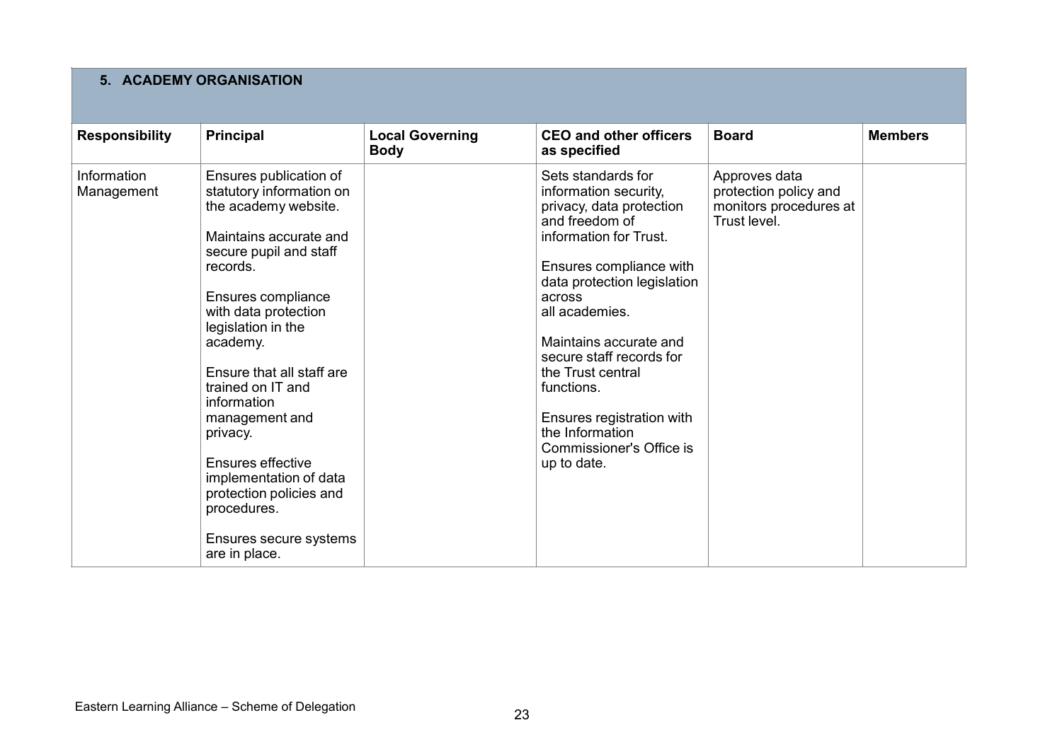## 5. ACADEMY ORGANISATION

| Responsibility | Principal | Local Governing Body | CEO and other officers as specified | Board | Members |
|---|---|---|---|---|---|
| Information Management | Ensures publication of statutory information on the academy website.<br><br>Maintains accurate and secure pupil and staff records.<br><br>Ensures compliance with data protection legislation in the academy.<br><br>Ensure that all staff are trained on IT and information management and privacy.<br><br>Ensures effective implementation of data protection policies and procedures.<br><br>Ensures secure systems are in place. | | Sets standards for information security, privacy, data protection and freedom of information for Trust.<br><br>Ensures compliance with data protection legislation across all academies.<br><br>Maintains accurate and secure staff records for the Trust central functions.<br><br>Ensures registration with the Information Commissioner's Office is up to date. | Approves data protection policy and monitors procedures at Trust level. | |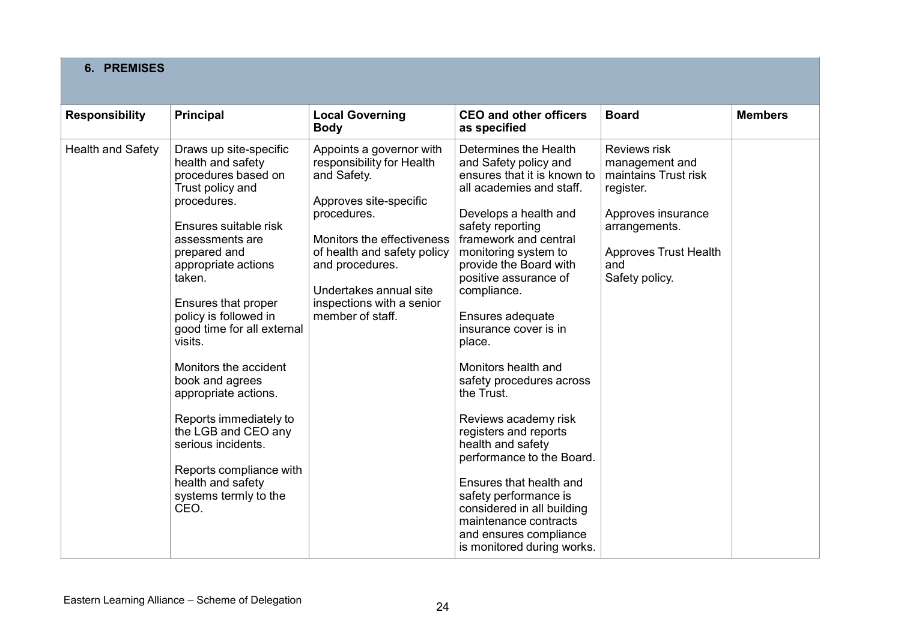| **6. PREMISES** | | | | | |
|---|---|---|---|---|---|
| **Responsibility** | **Principal** | **Local Governing Body** | **CEO and other officers as specified** | **Board** | **Members** |
| Health and Safety | Draws up site-specific health and safety procedures based on Trust policy and procedures.<br><br>Ensures suitable risk assessments are prepared and appropriate actions taken.<br><br>Ensures that proper policy is followed in good time for all external visits.<br><br>Monitors the accident book and agrees appropriate actions.<br><br>Reports immediately to the LGB and CEO any serious incidents.<br><br>Reports compliance with health and safety systems termly to the CEO. | Appoints a governor with responsibility for Health and Safety.<br><br>Approves site-specific procedures.<br><br>Monitors the effectiveness of health and safety policy and procedures.<br><br>Undertakes annual site inspections with a senior member of staff. | Determines the Health and Safety policy and ensures that it is known to all academies and staff.<br><br>Develops a health and safety reporting framework and central monitoring system to provide the Board with positive assurance of compliance.<br><br>Ensures adequate insurance cover is in place.<br><br>Monitors health and safety procedures across the Trust.<br><br>Reviews academy risk registers and reports health and safety performance to the Board.<br><br>Ensures that health and safety performance is considered in all building maintenance contracts and ensures compliance is monitored during works. | Reviews risk management and maintains Trust risk register.<br><br>Approves insurance arrangements.<br><br>Approves Trust Health and Safety policy. | |

Eastern Learning Alliance – Scheme of Delegation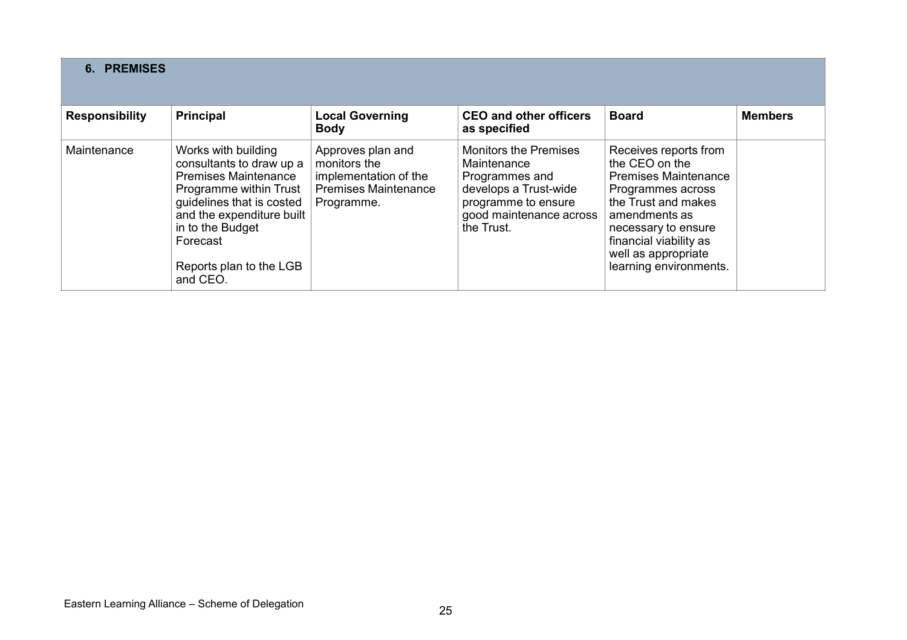## 6. PREMISES

| Responsibility | Principal | Local Governing Body | CEO and other officers as specified | Board | Members |
|---|---|---|---|---|---|
| Maintenance | Works with building consultants to draw up a Premises Maintenance Programme within Trust guidelines that is costed and the expenditure built in to the Budget Forecast<br><br>Reports plan to the LGB and CEO. | Approves plan and monitors the implementation of the Premises Maintenance Programme. | Monitors the Premises Maintenance Programmes and develops a Trust-wide programme to ensure good maintenance across the Trust. | Receives reports from the CEO on the Premises Maintenance Programmes across the Trust and makes amendments as necessary to ensure financial viability as well as appropriate learning environments. | |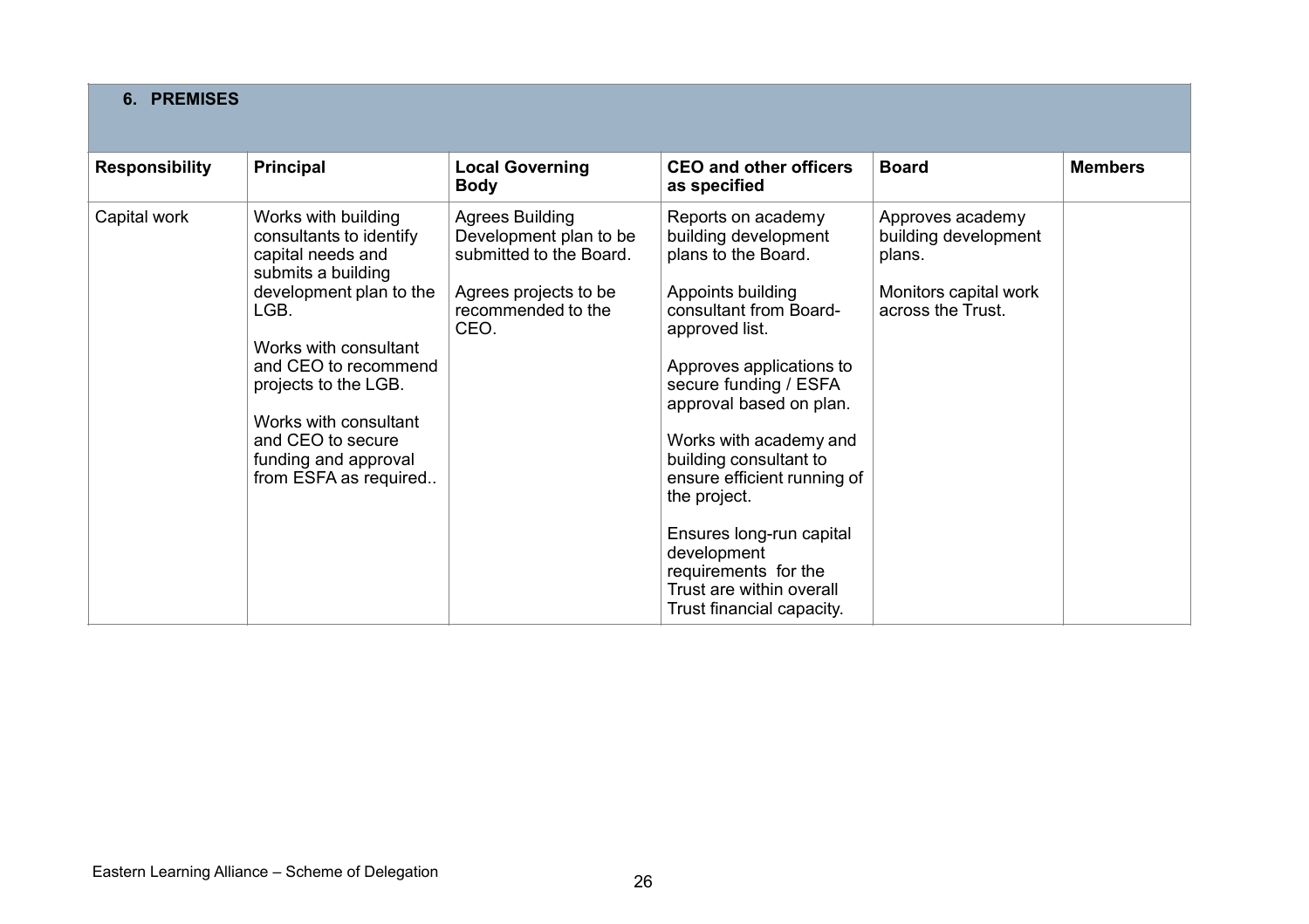## 6. PREMISES

| Responsibility | Principal | Local Governing Body | CEO and other officers as specified | Board | Members |
|---|---|---|---|---|---|
| Capital work | Works with building consultants to identify capital needs and submits a building development plan to the LGB.<br><br>Works with consultant and CEO to recommend projects to the LGB.<br><br>Works with consultant and CEO to secure funding and approval from ESFA as required.. | Agrees Building Development plan to be submitted to the Board.<br><br>Agrees projects to be recommended to the CEO. | Reports on academy building development plans to the Board.<br><br>Appoints building consultant from Board-approved list.<br><br>Approves applications to secure funding / ESFA approval based on plan.<br><br>Works with academy and building consultant to ensure efficient running of the project.<br><br>Ensures long-run capital development requirements for the Trust are within overall Trust financial capacity. | Approves academy building development plans.<br><br>Monitors capital work across the Trust. | |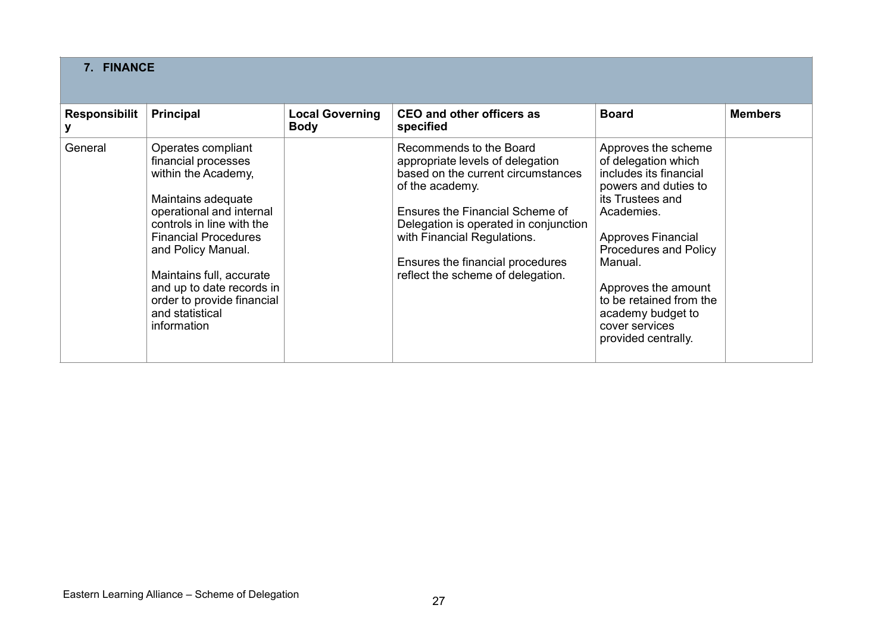## 7. FINANCE

| Responsibility | Principal | Local Governing Body | CEO and other officers as specified | Board | Members |
|---|---|---|---|---|---|
| General | Operates compliant financial processes within the Academy,<br><br>Maintains adequate operational and internal controls in line with the Financial Procedures and Policy Manual.<br><br>Maintains full, accurate and up to date records in order to provide financial and statistical information | | Recommends to the Board appropriate levels of delegation based on the current circumstances of the academy.<br><br>Ensures the Financial Scheme of Delegation is operated in conjunction with Financial Regulations.<br><br>Ensures the financial procedures reflect the scheme of delegation. | Approves the scheme of delegation which includes its financial powers and duties to its Trustees and Academies.<br><br>Approves Financial Procedures and Policy Manual.<br><br>Approves the amount to be retained from the academy budget to cover services provided centrally. | |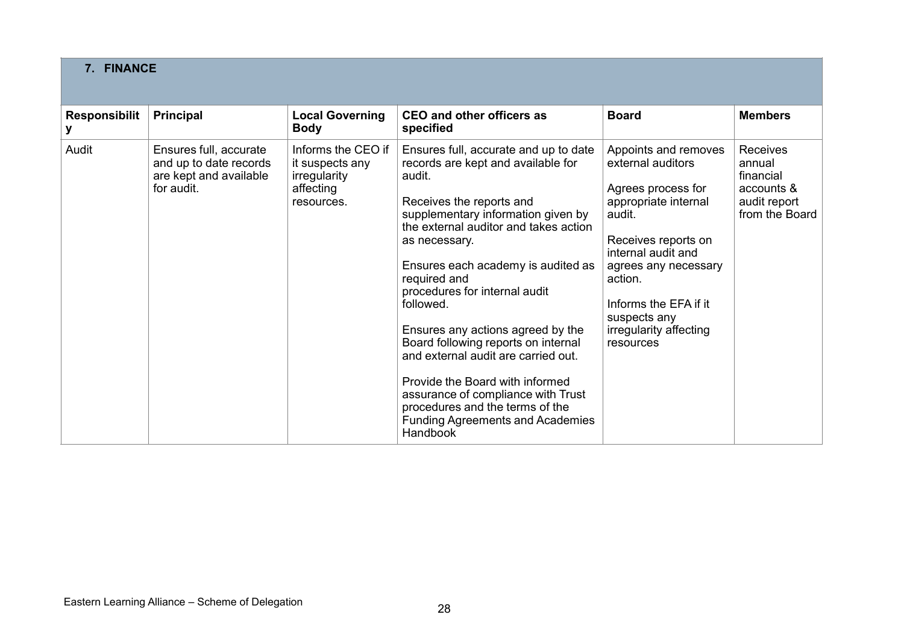## 7. FINANCE

| Responsibility | Principal | Local Governing Body | CEO and other officers as specified | Board | Members |
|---|---|---|---|---|---|
| Audit | Ensures full, accurate and up to date records are kept and available for audit. | Informs the CEO if it suspects any irregularity affecting resources. | Ensures full, accurate and up to date records are kept and available for audit.<br><br>Receives the reports and supplementary information given by the external auditor and takes action as necessary.<br><br>Ensures each academy is audited as required and procedures for internal audit followed.<br><br>Ensures any actions agreed by the Board following reports on internal and external audit are carried out.<br><br>Provide the Board with informed assurance of compliance with Trust procedures and the terms of the Funding Agreements and Academies Handbook | Appoints and removes external auditors<br><br>Agrees process for appropriate internal audit.<br><br>Receives reports on internal audit and agrees any necessary action.<br><br>Informs the EFA if it suspects any irregularity affecting resources | Receives annual financial accounts & audit report from the Board |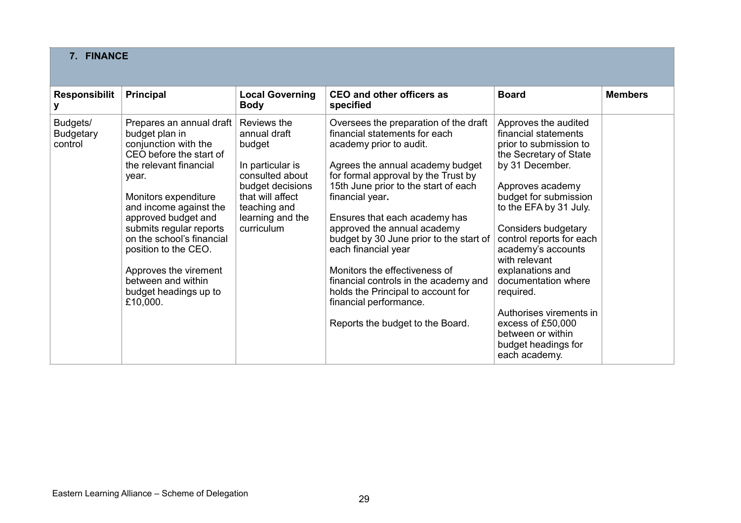## 7. FINANCE

| Responsibility | Principal | Local Governing Body | CEO and other officers as specified | Board | Members |
|---|---|---|---|---|---|
| Budgets/ Budgetary control | Prepares an annual draft budget plan in conjunction with the CEO before the start of the relevant financial year.<br><br>Monitors expenditure and income against the approved budget and submits regular reports on the school's financial position to the CEO.<br><br>Approves the virement between and within budget headings up to £10,000. | Reviews the annual draft budget<br><br>In particular is consulted about budget decisions that will affect teaching and learning and the curriculum | Oversees the preparation of the draft financial statements for each academy prior to audit.<br><br>Agrees the annual academy budget for formal approval by the Trust by 15th June prior to the start of each financial year**.**<br><br>Ensures that each academy has approved the annual academy budget by 30 June prior to the start of each financial year<br><br>Monitors the effectiveness of financial controls in the academy and holds the Principal to account for financial performance.<br><br>Reports the budget to the Board. | Approves the audited financial statements prior to submission to the Secretary of State by 31 December.<br><br>Approves academy budget for submission to the EFA by 31 July.<br><br>Considers budgetary control reports for each academy's accounts with relevant explanations and documentation where required.<br><br>Authorises virements in excess of £50,000 between or within budget headings for each academy. | |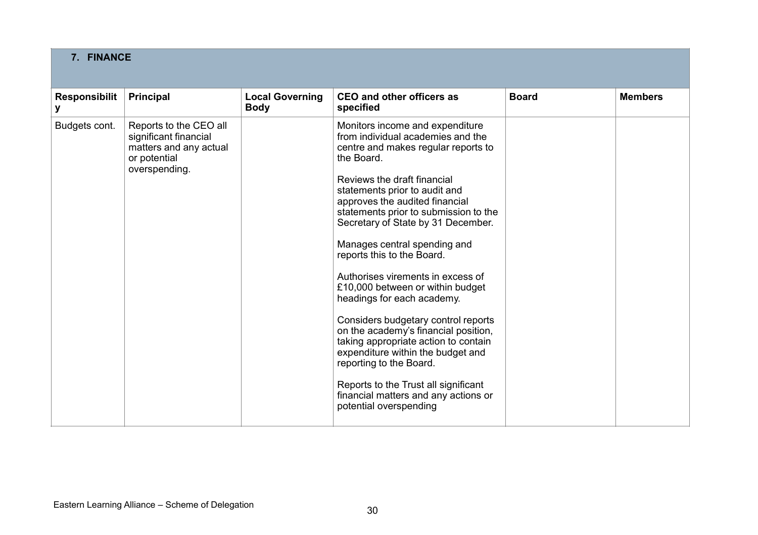## 7. FINANCE

| Responsibility | Principal | Local Governing Body | CEO and other officers as specified | Board | Members |
|---|---|---|---|---|---|
| Budgets cont. | Reports to the CEO all significant financial matters and any actual or potential overspending. | | Monitors income and expenditure from individual academies and the centre and makes regular reports to the Board.<br><br>Reviews the draft financial statements prior to audit and approves the audited financial statements prior to submission to the Secretary of State by 31 December.<br><br>Manages central spending and reports this to the Board.<br><br>Authorises virements in excess of £10,000 between or within budget headings for each academy.<br><br>Considers budgetary control reports on the academy's financial position, taking appropriate action to contain expenditure within the budget and reporting to the Board.<br><br>Reports to the Trust all significant financial matters and any actions or potential overspending | | |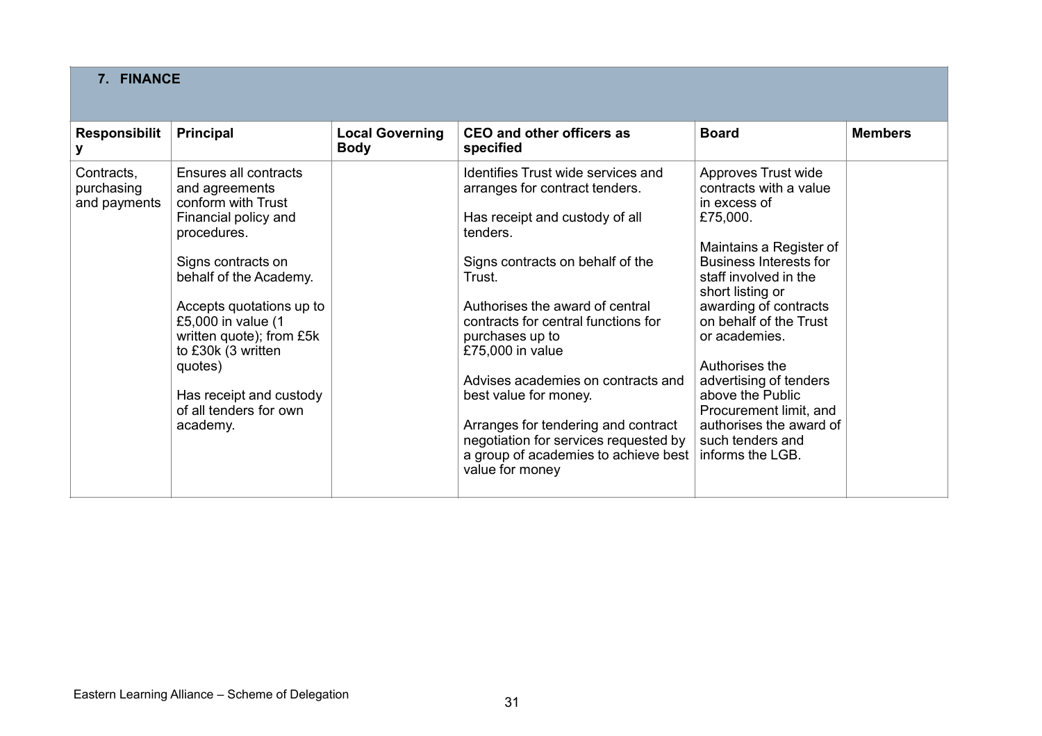## 7. FINANCE

| Responsibility | Principal | Local Governing Body | CEO and other officers as specified | Board | Members |
|---|---|---|---|---|---|
| Contracts, purchasing and payments | Ensures all contracts and agreements conform with Trust Financial policy and procedures.<br><br>Signs contracts on behalf of the Academy.<br><br>Accepts quotations up to £5,000 in value (1 written quote); from £5k to £30k (3 written quotes)<br><br>Has receipt and custody of all tenders for own academy. | | Identifies Trust wide services and arranges for contract tenders.<br><br>Has receipt and custody of all tenders.<br><br>Signs contracts on behalf of the Trust.<br><br>Authorises the award of central contracts for central functions for purchases up to £75,000 in value<br><br>Advises academies on contracts and best value for money.<br><br>Arranges for tendering and contract negotiation for services requested by a group of academies to achieve best value for money | Approves Trust wide contracts with a value in excess of £75,000.<br><br>Maintains a Register of Business Interests for staff involved in the short listing or awarding of contracts on behalf of the Trust or academies.<br><br>Authorises the advertising of tenders above the Public Procurement limit, and authorises the award of such tenders and informs the LGB. | |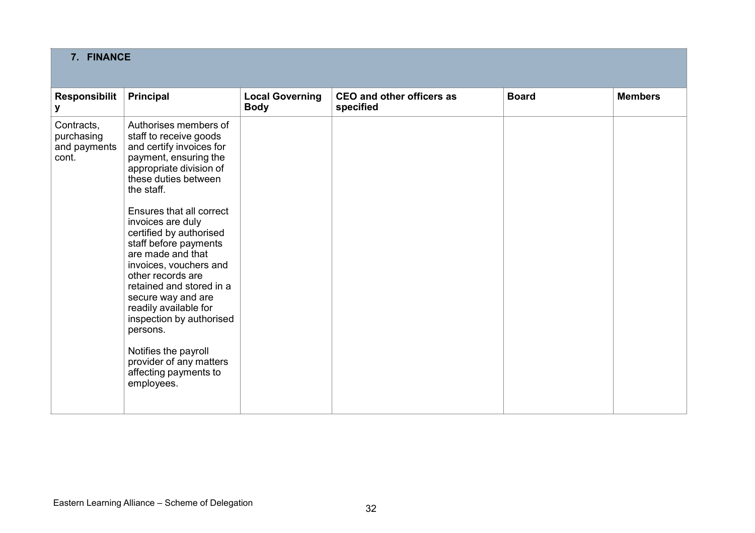## 7. FINANCE

| Responsibility | Principal | Local Governing Body | CEO and other officers as specified | Board | Members |
|---|---|---|---|---|---|
| Contracts, purchasing and payments cont. | Authorises members of staff to receive goods and certify invoices for payment, ensuring the appropriate division of these duties between the staff.<br><br>Ensures that all correct invoices are duly certified by authorised staff before payments are made and that invoices, vouchers and other records are retained and stored in a secure way and are readily available for inspection by authorised persons.<br><br>Notifies the payroll provider of any matters affecting payments to employees. | | | | |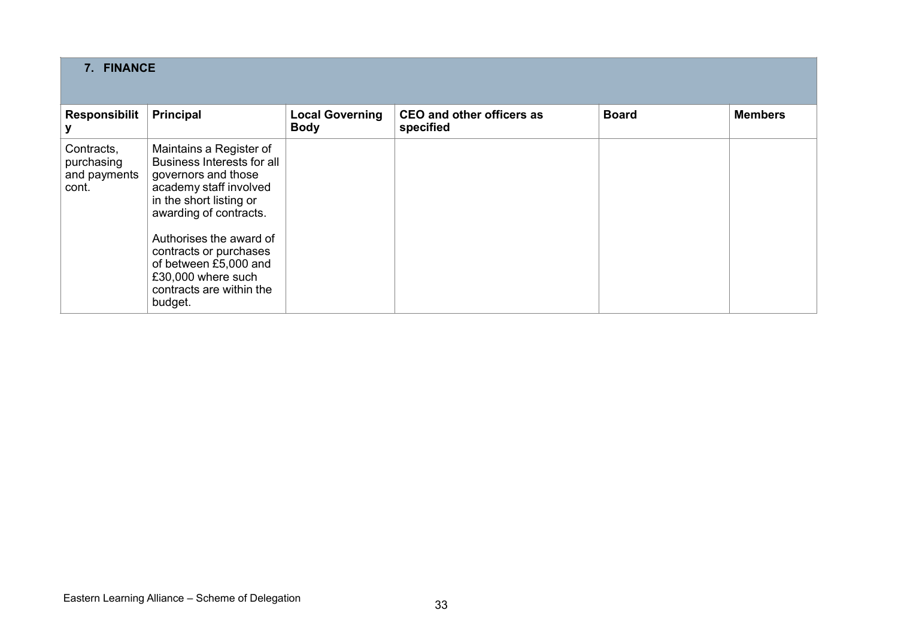| **7. FINANCE** | | | | | |
|---|---|---|---|---|---|
| **Responsibility** | **Principal** | **Local Governing Body** | **CEO and other officers as specified** | **Board** | **Members** |
| Contracts, purchasing and payments cont. | Maintains a Register of Business Interests for all governors and those academy staff involved in the short listing or awarding of contracts.<br><br>Authorises the award of contracts or purchases of between £5,000 and £30,000 where such contracts are within the budget. | | | | |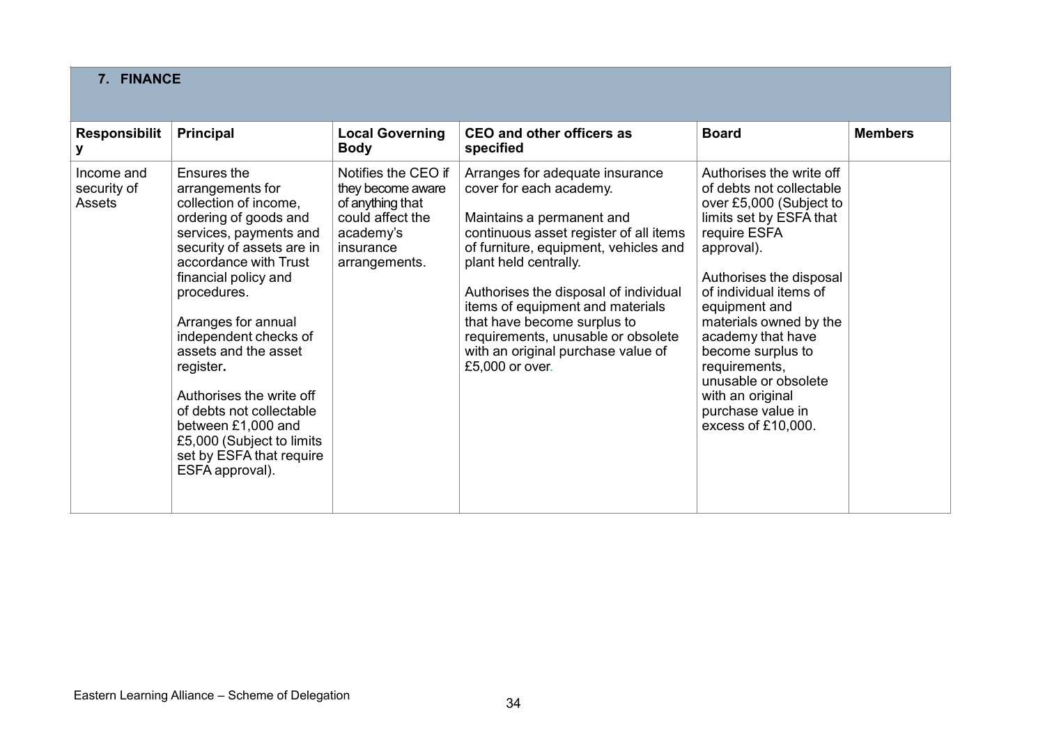## 7. FINANCE

| Responsibility | Principal | Local Governing Body | CEO and other officers as specified | Board | Members |
|---|---|---|---|---|---|
| Income and security of Assets | Ensures the arrangements for collection of income, ordering of goods and services, payments and security of assets are in accordance with Trust financial policy and procedures.<br><br>Arranges for annual independent checks of assets and the asset register.<br><br>Authorises the write off of debts not collectable between £1,000 and £5,000 (Subject to limits set by ESFA that require ESFA approval). | Notifies the CEO if they become aware of anything that could affect the academy's insurance arrangements. | Arranges for adequate insurance cover for each academy.<br><br>Maintains a permanent and continuous asset register of all items of furniture, equipment, vehicles and plant held centrally.<br><br>Authorises the disposal of individual items of equipment and materials that have become surplus to requirements, unusable or obsolete with an original purchase value of £5,000 or over. | Authorises the write off of debts not collectable over £5,000 (Subject to limits set by ESFA that require ESFA approval).<br><br>Authorises the disposal of individual items of equipment and materials owned by the academy that have become surplus to requirements, unusable or obsolete with an original purchase value in excess of £10,000. | |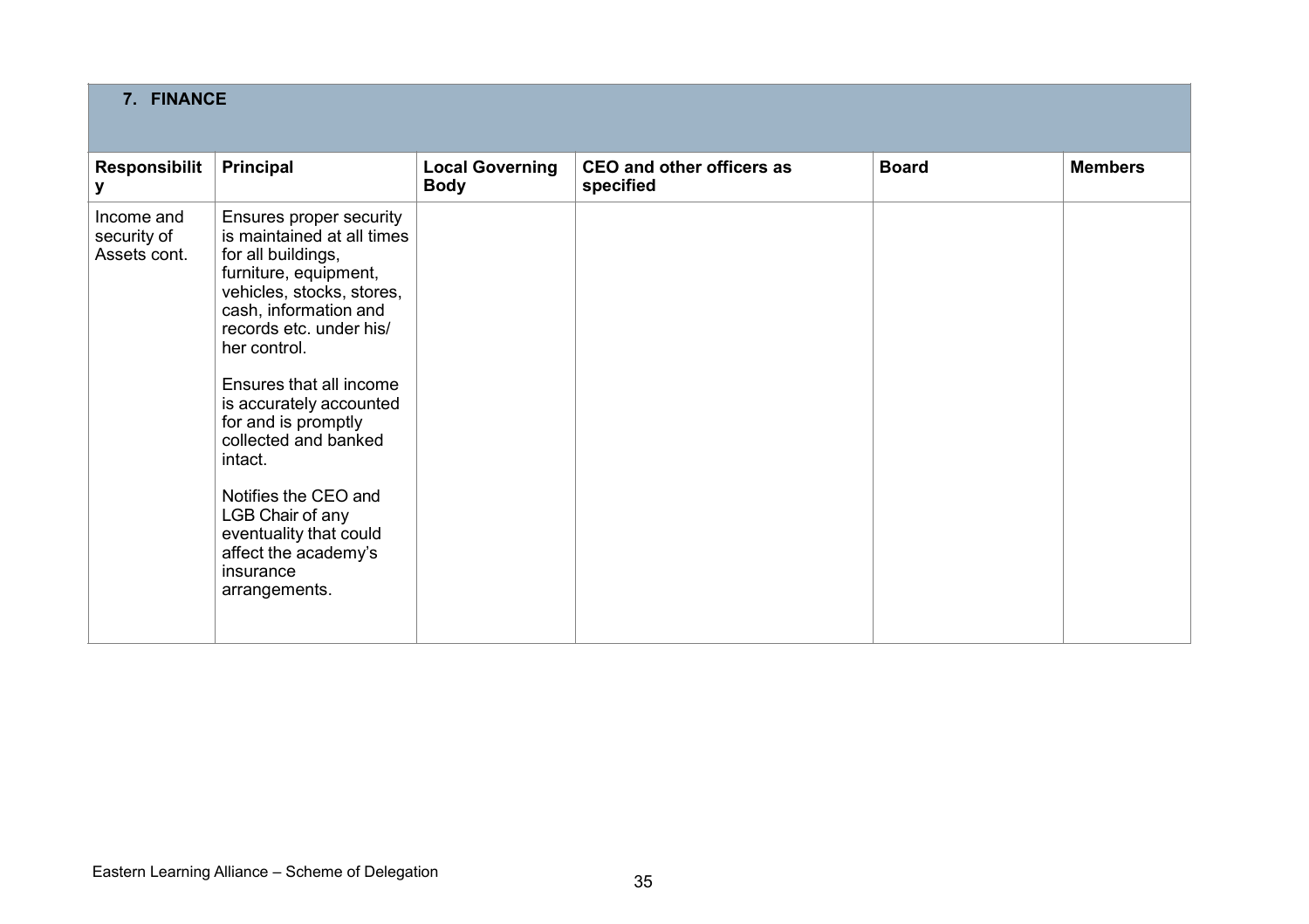| 7. FINANCE | | | | | |
|---|---|---|---|---|---|
| **Responsibility** | **Principal** | **Local Governing Body** | **CEO and other officers as specified** | **Board** | **Members** |
| Income and security of Assets cont. | Ensures proper security is maintained at all times for all buildings, furniture, equipment, vehicles, stocks, stores, cash, information and records etc. under his/ her control.<br><br>Ensures that all income is accurately accounted for and is promptly collected and banked intact.<br><br>Notifies the CEO and LGB Chair of any eventuality that could affect the academy's insurance arrangements. | | | | |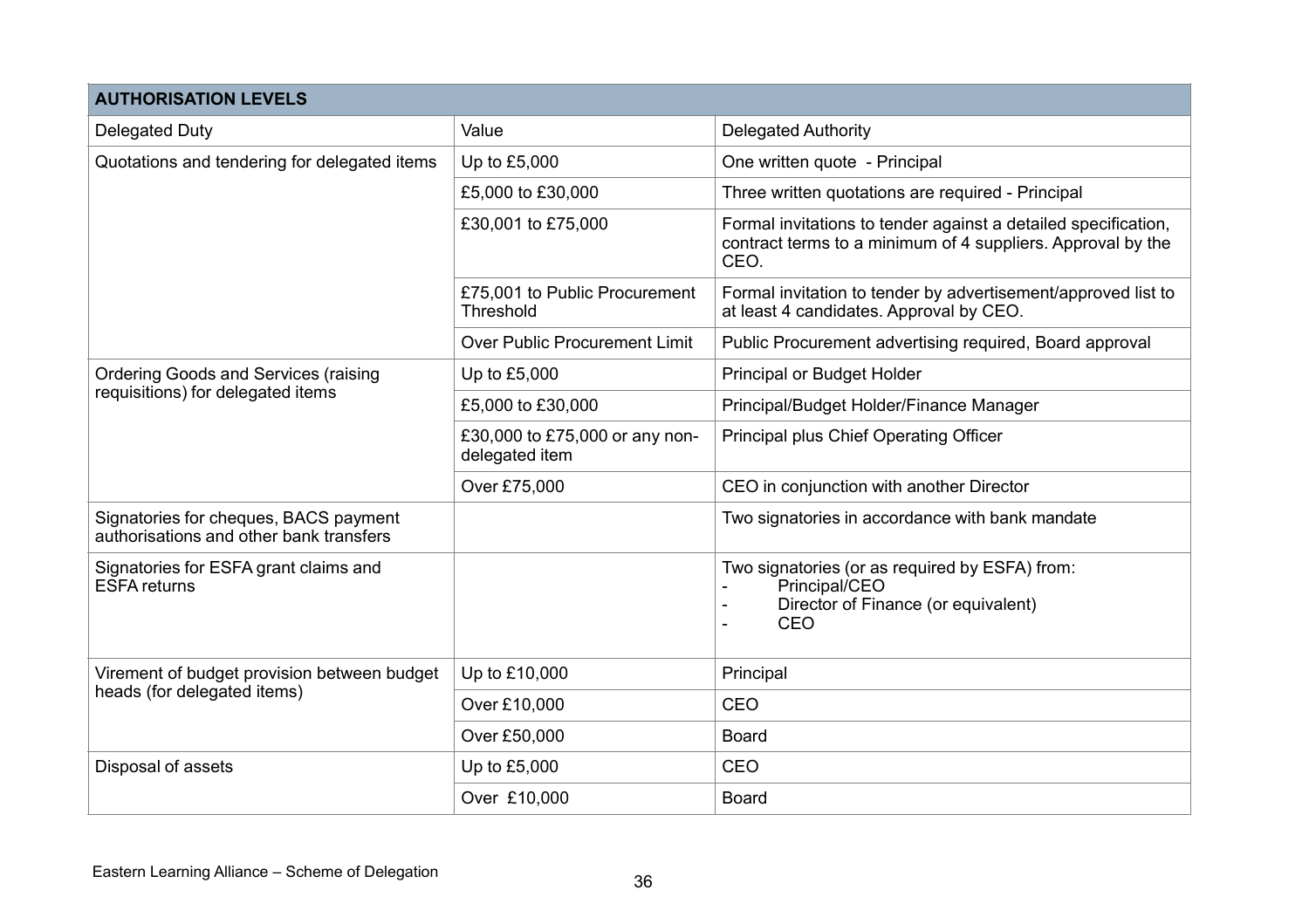| AUTHORISATION LEVELS | | |
|---|---|---|
| Delegated Duty | Value | Delegated Authority |
| Quotations and tendering for delegated items | Up to £5,000 | One written quote - Principal |
| | £5,000 to £30,000 | Three written quotations are required - Principal |
| | £30,001 to £75,000 | Formal invitations to tender against a detailed specification, contract terms to a minimum of 4 suppliers. Approval by the CEO. |
| | £75,001 to Public Procurement Threshold | Formal invitation to tender by advertisement/approved list to at least 4 candidates. Approval by CEO. |
| | Over Public Procurement Limit | Public Procurement advertising required, Board approval |
| Ordering Goods and Services (raising requisitions) for delegated items | Up to £5,000 | Principal or Budget Holder |
| | £5,000 to £30,000 | Principal/Budget Holder/Finance Manager |
| | £30,000 to £75,000 or any non-delegated item | Principal plus Chief Operating Officer |
| | Over £75,000 | CEO in conjunction with another Director |
| Signatories for cheques, BACS payment authorisations and other bank transfers | | Two signatories in accordance with bank mandate |
| Signatories for ESFA grant claims and ESFA returns | | Two signatories (or as required by ESFA) from:<br>- Principal/CEO<br>- Director of Finance (or equivalent)<br>- CEO |
| Virement of budget provision between budget heads (for delegated items) | Up to £10,000 | Principal |
| | Over £10,000 | CEO |
| | Over £50,000 | Board |
| Disposal of assets | Up to £5,000 | CEO |
| | Over £10,000 | Board |

Eastern Learning Alliance – Scheme of Delegation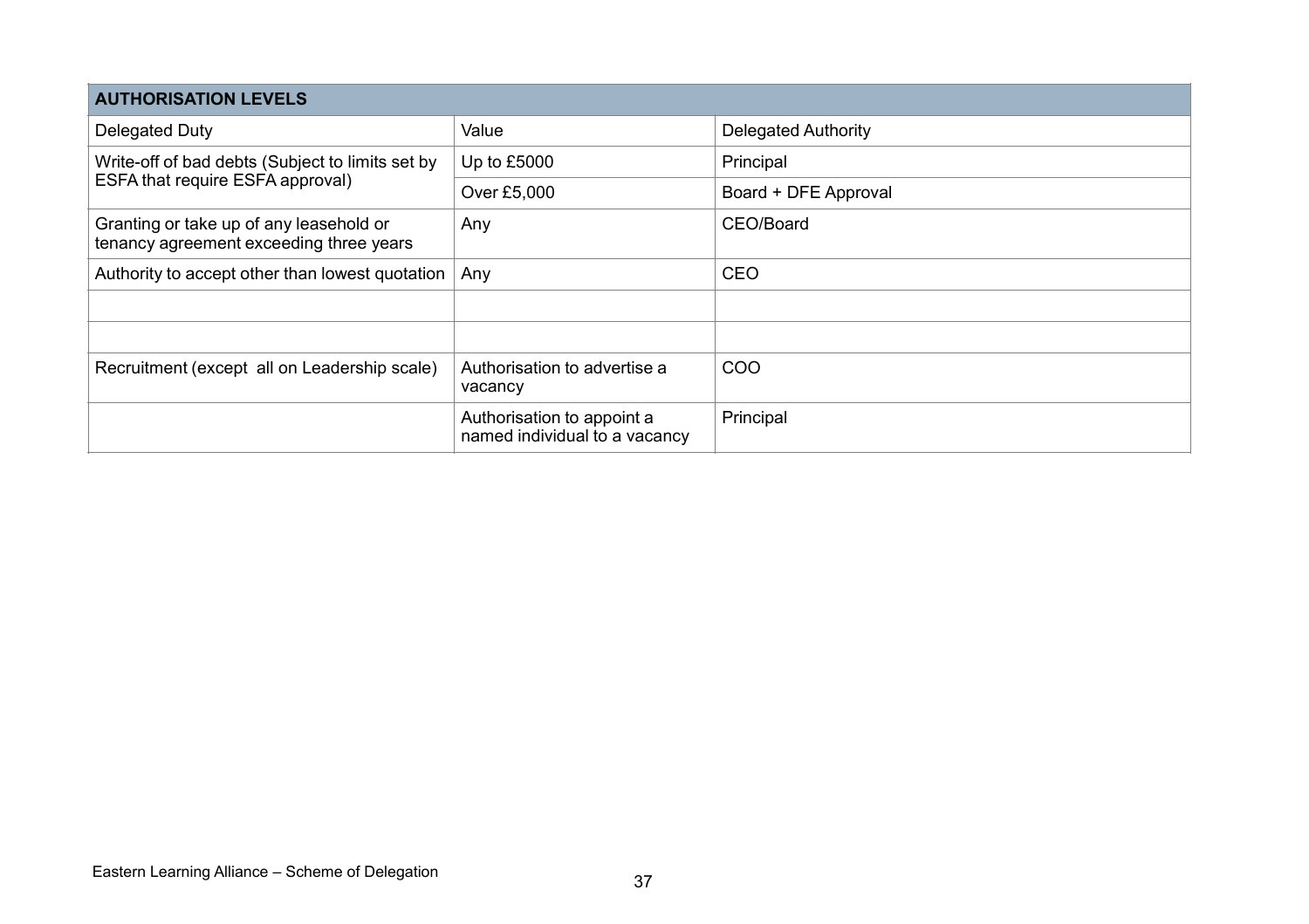| AUTHORISATION LEVELS | | |
|---|---|---|
| Delegated Duty | Value | Delegated Authority |
| Write-off of bad debts (Subject to limits set by ESFA that require ESFA approval) | Up to £5000 | Principal |
| | Over £5,000 | Board + DFE Approval |
| Granting or take up of any leasehold or tenancy agreement exceeding three years | Any | CEO/Board |
| Authority to accept other than lowest quotation | Any | CEO |
| | | |
| | | |
| Recruitment (except all on Leadership scale) | Authorisation to advertise a vacancy | COO |
| | Authorisation to appoint a named individual to a vacancy | Principal |